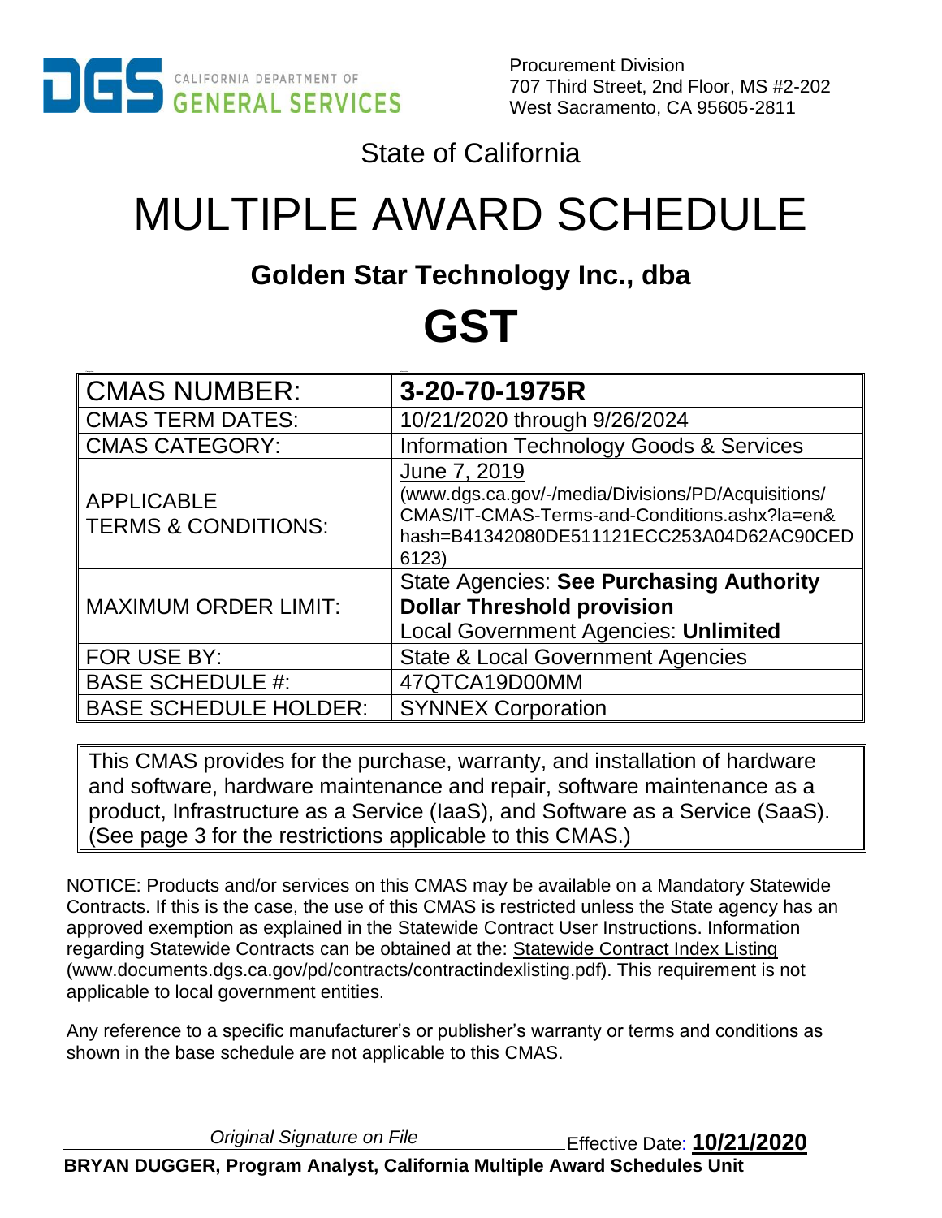DGS CALIFORNIA DEPARTMENT OF GENERAL SERVICES

Procurement Division
707 Third Street, 2nd Floor, MS #2-202
West Sacramento, CA 95605-2811

State of California

# MULTIPLE AWARD SCHEDULE

## Golden Star Technology Inc., dba

# GST

| CMAS NUMBER: | **3-20-70-1975R** |
|---|---|
| CMAS TERM DATES: | 10/21/2020 through 9/26/2024 |
| CMAS CATEGORY: | Information Technology Goods & Services |
| APPLICABLE TERMS & CONDITIONS: | June 7, 2019 (www.dgs.ca.gov/-/media/Divisions/PD/Acquisitions/CMAS/IT-CMAS-Terms-and-Conditions.ashx?la=en&hash=B41342080DE511121ECC253A04D62AC90CED6123) |
| MAXIMUM ORDER LIMIT: | State Agencies: **See Purchasing Authority Dollar Threshold provision** Local Government Agencies: **Unlimited** |
| FOR USE BY: | State & Local Government Agencies |
| BASE SCHEDULE #: | 47QTCA19D00MM |
| BASE SCHEDULE HOLDER: | SYNNEX Corporation |

This CMAS provides for the purchase, warranty, and installation of hardware and software, hardware maintenance and repair, software maintenance as a product, Infrastructure as a Service (IaaS), and Software as a Service (SaaS). (See page 3 for the restrictions applicable to this CMAS.)

NOTICE: Products and/or services on this CMAS may be available on a Mandatory Statewide Contracts. If this is the case, the use of this CMAS is restricted unless the State agency has an approved exemption as explained in the Statewide Contract User Instructions. Information regarding Statewide Contracts can be obtained at the: Statewide Contract Index Listing (www.documents.dgs.ca.gov/pd/contracts/contractindexlisting.pdf). This requirement is not applicable to local government entities.

Any reference to a specific manufacturer's or publisher's warranty or terms and conditions as shown in the base schedule are not applicable to this CMAS.

*Original Signature on File* Effective Date: **10/21/2020**

**BRYAN DUGGER, Program Analyst, California Multiple Award Schedules Unit**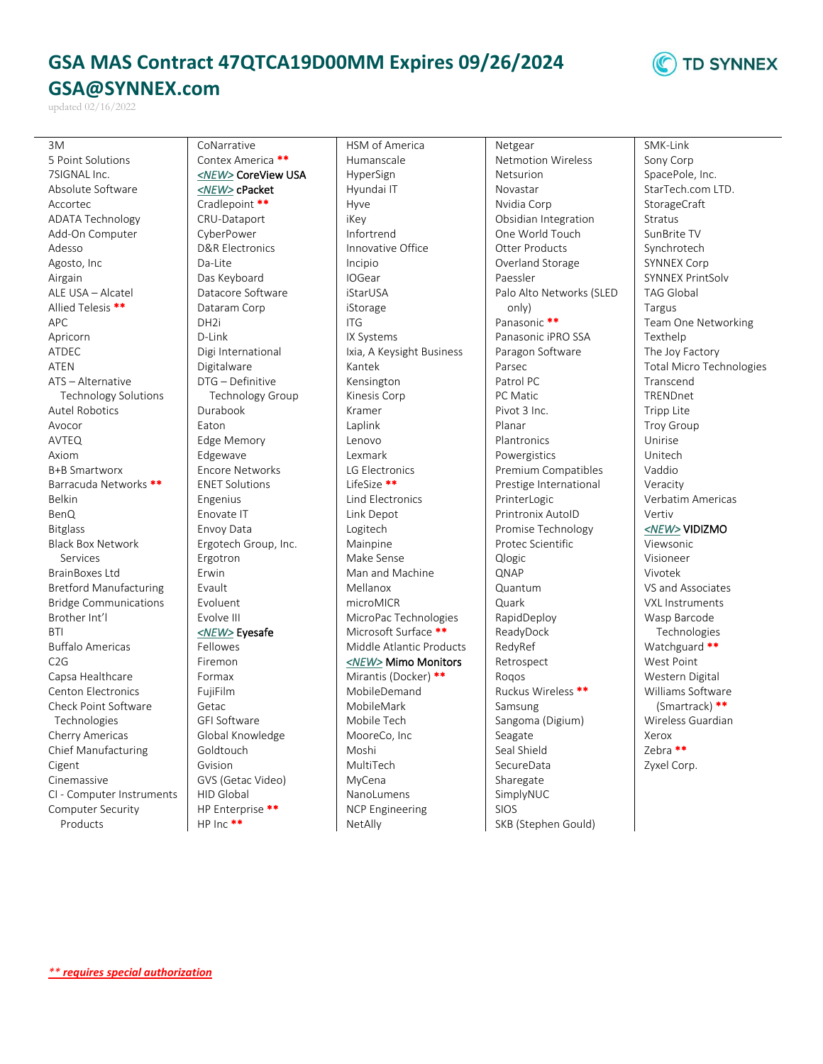# GSA MAS Contract 47QTCA19D00MM Expires 09/26/2024

# GSA@SYNNEX.com

updated 02/16/2022

TD SYNNEX

- 3M
- 5 Point Solutions
- 7SIGNAL Inc.
- Absolute Software
- Accortec
- ADATA Technology
- Add-On Computer
- Adesso
- Agosto, Inc
- Airgain
- ALE USA – Alcatel
- Allied Telesis **
- APC
- Apricorn
- ATDEC
- ATEN
- ATS – Alternative Technology Solutions
- Autel Robotics
- Avocor
- AVTEQ
- Axiom
- B+B Smartworx
- Barracuda Networks **
- Belkin
- BenQ
- Bitglass
- Black Box Network Services
- BrainBoxes Ltd
- Bretford Manufacturing
- Bridge Communications
- Brother Int'l
- BTI
- Buffalo Americas
- C2G
- Capsa Healthcare
- Centon Electronics
- Check Point Software Technologies
- Cherry Americas
- Chief Manufacturing
- Cigent
- Cinemassive
- CI - Computer Instruments
- Computer Security Products
- CoNarrative
- Contex America **
- *<NEW>* **CoreView USA**
- *<NEW>* **cPacket**
- Cradlepoint **
- CRU-Dataport
- CyberPower
- D&R Electronics
- Da-Lite
- Das Keyboard
- Datacore Software
- Dataram Corp
- DH2i
- D-Link
- Digi International
- Digitalware
- DTG – Definitive Technology Group
- Durabook
- Eaton
- Edge Memory
- Edgewave
- Encore Networks
- ENET Solutions
- Engenius
- Enovate IT
- Envoy Data
- Ergotech Group, Inc.
- Ergotron
- Erwin
- Evault
- Evoluent
- Evolve III
- *<NEW>* **Eyesafe**
- Fellowes
- Firemon
- Formax
- FujiFilm
- Getac
- GFI Software
- Global Knowledge
- Goldtouch
- Gvision
- GVS (Getac Video)
- HID Global
- HP Enterprise **
- HP Inc **
- HSM of America
- Humanscale
- HyperSign
- Hyundai IT
- Hyve
- iKey
- Infortrend
- Innovative Office
- Incipio
- IOGear
- iStarUSA
- iStorage
- ITG
- IX Systems
- Ixia, A Keysight Business
- Kantek
- Kensington
- Kinesis Corp
- Kramer
- Laplink
- Lenovo
- Lexmark
- LG Electronics
- LifeSize **
- Lind Electronics
- Link Depot
- Logitech
- Mainpine
- Make Sense
- Man and Machine
- Mellanox
- microMICR
- MicroPac Technologies
- Microsoft Surface **
- Middle Atlantic Products
- *<NEW>* **Mimo Monitors**
- Mirantis (Docker) **
- MobileDemand
- MobileMark
- Mobile Tech
- MooreCo, Inc
- Moshi
- MultiTech
- MyCena
- NanoLumens
- NCP Engineering
- NetAlly
- Netgear
- Netmotion Wireless
- Netsurion
- Novastar
- Nvidia Corp
- Obsidian Integration
- One World Touch
- Otter Products
- Overland Storage
- Paessler
- Palo Alto Networks (SLED only)
- Panasonic **
- Panasonic iPRO SSA
- Paragon Software
- Parsec
- Patrol PC
- PC Matic
- Pivot 3 Inc.
- Planar
- Plantronics
- Powergistics
- Premium Compatibles
- Prestige International
- PrinterLogic
- Printronix AutoID
- Promise Technology
- Protec Scientific
- Qlogic
- QNAP
- Quantum
- Quark
- RapidDeploy
- ReadyDock
- RedyRef
- Retrospect
- Roqos
- Ruckus Wireless **
- Samsung
- Sangoma (Digium)
- Seagate
- Seal Shield
- SecureData
- Sharegate
- SimplyNUC
- SIOS
- SKB (Stephen Gould)
- SMK-Link
- Sony Corp
- SpacePole, Inc.
- StarTech.com LTD.
- StorageCraft
- Stratus
- SunBrite TV
- Synchrotech
- SYNNEX Corp
- SYNNEX PrintSolv
- TAG Global
- Targus
- Team One Networking
- Texthelp
- The Joy Factory
- Total Micro Technologies
- Transcend
- TRENDnet
- Tripp Lite
- Troy Group
- Unirise
- Unitech
- Vaddio
- Veracity
- Verbatim Americas
- Vertiv
- *<NEW>* **VIDIZMO**
- Viewsonic
- Visioneer
- Vivotek
- VS and Associates
- VXL Instruments
- Wasp Barcode Technologies
- Watchguard **
- West Point
- Western Digital
- Williams Software (Smartrack) **
- Wireless Guardian
- Xerox
- Zebra **
- Zyxel Corp.

*** requires special authorization*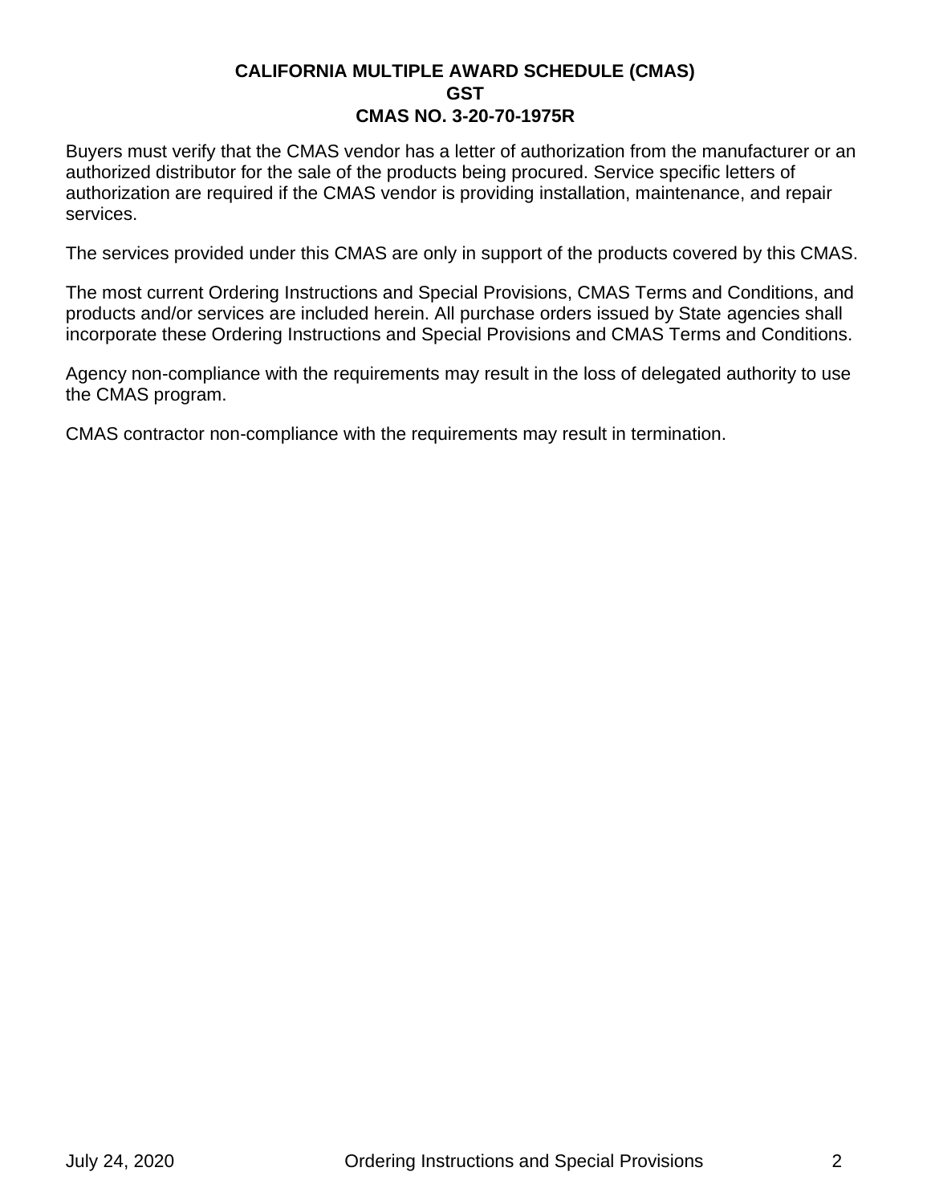**CALIFORNIA MULTIPLE AWARD SCHEDULE (CMAS)**
**GST**
**CMAS NO. 3-20-70-1975R**

Buyers must verify that the CMAS vendor has a letter of authorization from the manufacturer or an authorized distributor for the sale of the products being procured. Service specific letters of authorization are required if the CMAS vendor is providing installation, maintenance, and repair services.

The services provided under this CMAS are only in support of the products covered by this CMAS.

The most current Ordering Instructions and Special Provisions, CMAS Terms and Conditions, and products and/or services are included herein. All purchase orders issued by State agencies shall incorporate these Ordering Instructions and Special Provisions and CMAS Terms and Conditions.

Agency non-compliance with the requirements may result in the loss of delegated authority to use the CMAS program.

CMAS contractor non-compliance with the requirements may result in termination.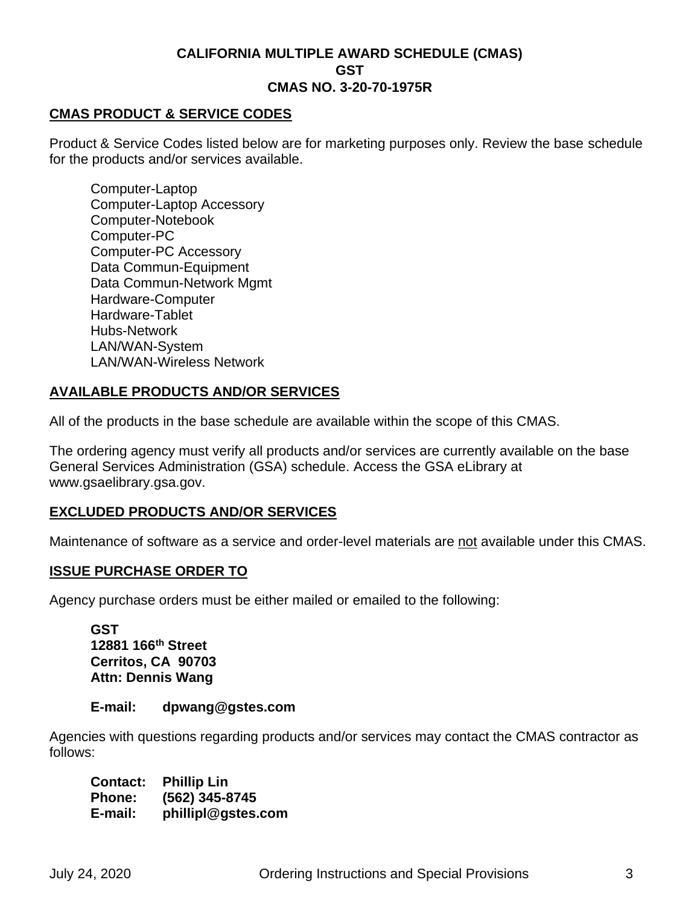**CALIFORNIA MULTIPLE AWARD SCHEDULE (CMAS)**
**GST**
**CMAS NO. 3-20-70-1975R**

## CMAS PRODUCT & SERVICE CODES

Product & Service Codes listed below are for marketing purposes only. Review the base schedule for the products and/or services available.

Computer-Laptop
Computer-Laptop Accessory
Computer-Notebook
Computer-PC
Computer-PC Accessory
Data Commun-Equipment
Data Commun-Network Mgmt
Hardware-Computer
Hardware-Tablet
Hubs-Network
LAN/WAN-System
LAN/WAN-Wireless Network

## AVAILABLE PRODUCTS AND/OR SERVICES

All of the products in the base schedule are available within the scope of this CMAS.

The ordering agency must verify all products and/or services are currently available on the base General Services Administration (GSA) schedule. Access the GSA eLibrary at www.gsaelibrary.gsa.gov.

## EXCLUDED PRODUCTS AND/OR SERVICES

Maintenance of software as a service and order-level materials are not available under this CMAS.

## ISSUE PURCHASE ORDER TO

Agency purchase orders must be either mailed or emailed to the following:

**GST**
**12881 166th Street**
**Cerritos, CA 90703**
**Attn: Dennis Wang**

**E-mail: dpwang@gstes.com**

Agencies with questions regarding products and/or services may contact the CMAS contractor as follows:

**Contact: Phillip Lin**
**Phone: (562) 345-8745**
**E-mail: phillipl@gstes.com**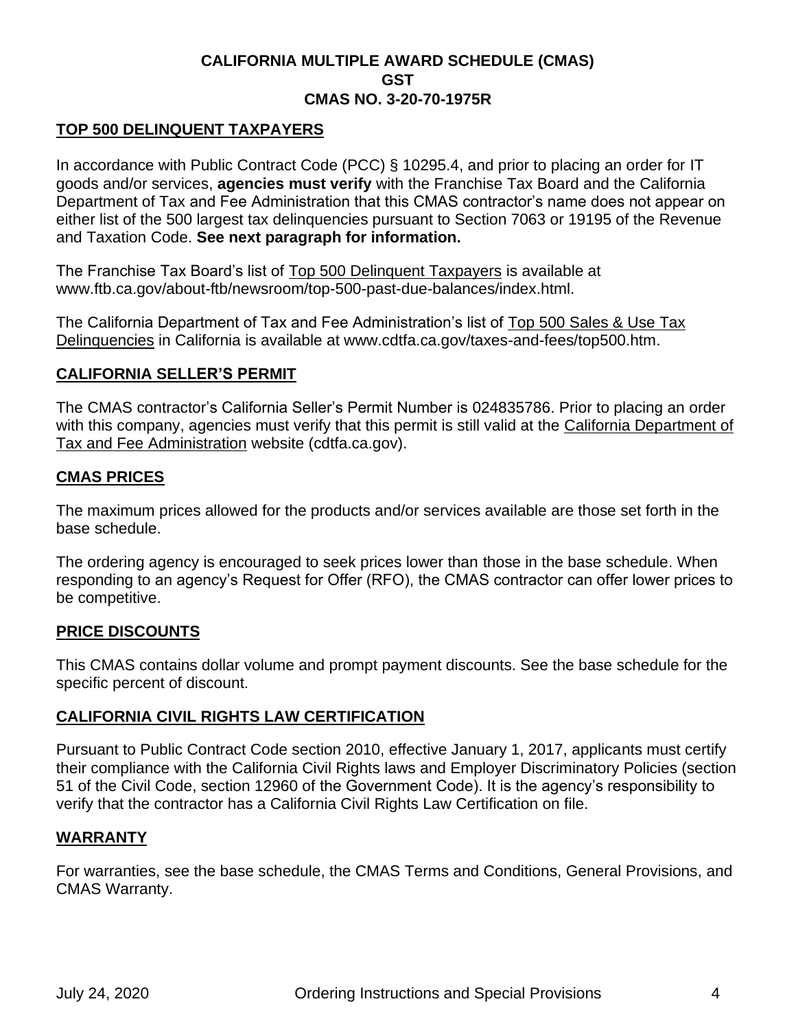**CALIFORNIA MULTIPLE AWARD SCHEDULE (CMAS)**
**GST**
**CMAS NO. 3-20-70-1975R**

## TOP 500 DELINQUENT TAXPAYERS

In accordance with Public Contract Code (PCC) § 10295.4, and prior to placing an order for IT goods and/or services, **agencies must verify** with the Franchise Tax Board and the California Department of Tax and Fee Administration that this CMAS contractor's name does not appear on either list of the 500 largest tax delinquencies pursuant to Section 7063 or 19195 of the Revenue and Taxation Code. **See next paragraph for information.**

The Franchise Tax Board's list of Top 500 Delinquent Taxpayers is available at www.ftb.ca.gov/about-ftb/newsroom/top-500-past-due-balances/index.html.

The California Department of Tax and Fee Administration's list of Top 500 Sales & Use Tax Delinquencies in California is available at www.cdtfa.ca.gov/taxes-and-fees/top500.htm.

## CALIFORNIA SELLER'S PERMIT

The CMAS contractor's California Seller's Permit Number is 024835786. Prior to placing an order with this company, agencies must verify that this permit is still valid at the California Department of Tax and Fee Administration website (cdtfa.ca.gov).

## CMAS PRICES

The maximum prices allowed for the products and/or services available are those set forth in the base schedule.

The ordering agency is encouraged to seek prices lower than those in the base schedule. When responding to an agency's Request for Offer (RFO), the CMAS contractor can offer lower prices to be competitive.

## PRICE DISCOUNTS

This CMAS contains dollar volume and prompt payment discounts. See the base schedule for the specific percent of discount.

## CALIFORNIA CIVIL RIGHTS LAW CERTIFICATION

Pursuant to Public Contract Code section 2010, effective January 1, 2017, applicants must certify their compliance with the California Civil Rights laws and Employer Discriminatory Policies (section 51 of the Civil Code, section 12960 of the Government Code). It is the agency's responsibility to verify that the contractor has a California Civil Rights Law Certification on file.

## WARRANTY

For warranties, see the base schedule, the CMAS Terms and Conditions, General Provisions, and CMAS Warranty.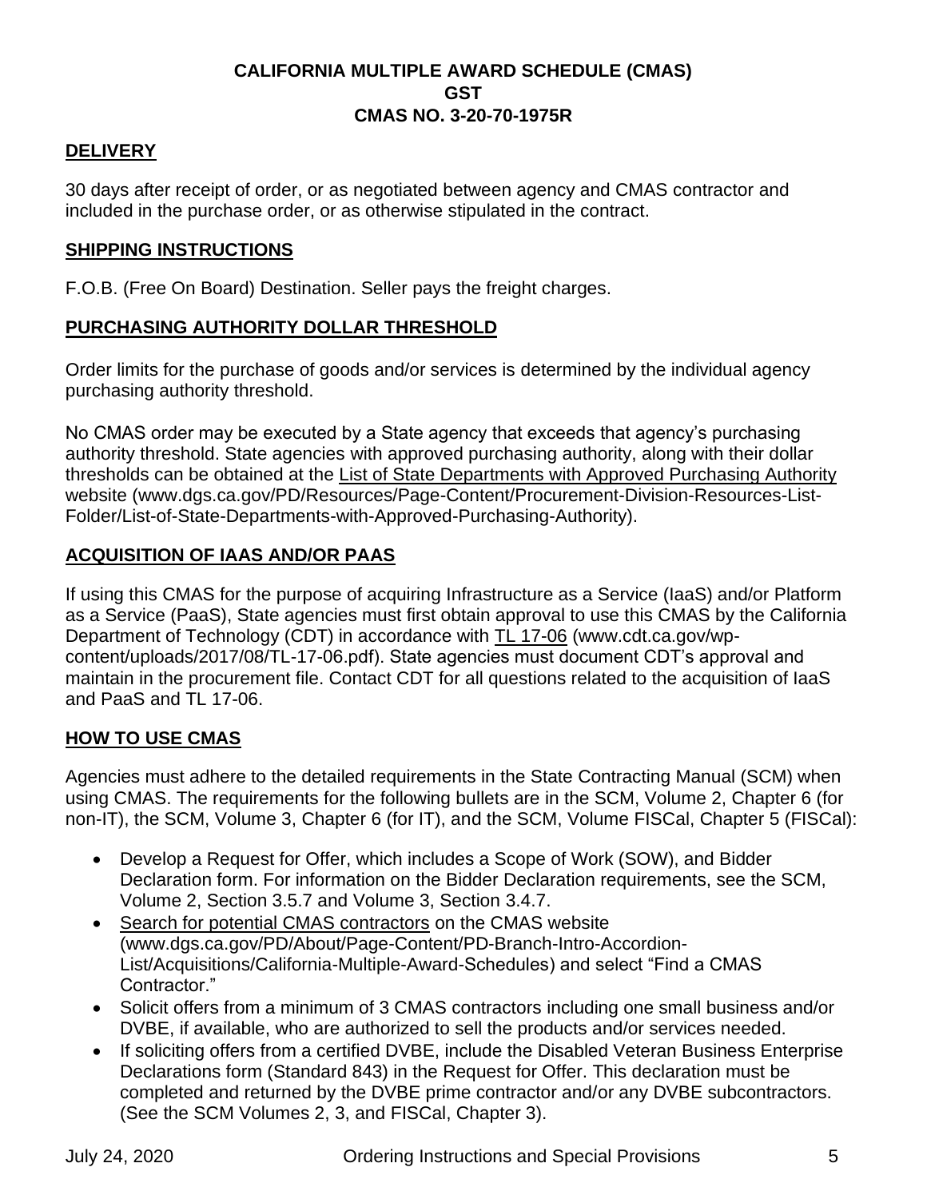**CALIFORNIA MULTIPLE AWARD SCHEDULE (CMAS)**
**GST**
**CMAS NO. 3-20-70-1975R**

## DELIVERY

30 days after receipt of order, or as negotiated between agency and CMAS contractor and included in the purchase order, or as otherwise stipulated in the contract.

## SHIPPING INSTRUCTIONS

F.O.B. (Free On Board) Destination. Seller pays the freight charges.

## PURCHASING AUTHORITY DOLLAR THRESHOLD

Order limits for the purchase of goods and/or services is determined by the individual agency purchasing authority threshold.

No CMAS order may be executed by a State agency that exceeds that agency's purchasing authority threshold. State agencies with approved purchasing authority, along with their dollar thresholds can be obtained at the List of State Departments with Approved Purchasing Authority website (www.dgs.ca.gov/PD/Resources/Page-Content/Procurement-Division-Resources-List-Folder/List-of-State-Departments-with-Approved-Purchasing-Authority).

## ACQUISITION OF IAAS AND/OR PAAS

If using this CMAS for the purpose of acquiring Infrastructure as a Service (IaaS) and/or Platform as a Service (PaaS), State agencies must first obtain approval to use this CMAS by the California Department of Technology (CDT) in accordance with TL 17-06 (www.cdt.ca.gov/wp-content/uploads/2017/08/TL-17-06.pdf). State agencies must document CDT's approval and maintain in the procurement file. Contact CDT for all questions related to the acquisition of IaaS and PaaS and TL 17-06.

## HOW TO USE CMAS

Agencies must adhere to the detailed requirements in the State Contracting Manual (SCM) when using CMAS. The requirements for the following bullets are in the SCM, Volume 2, Chapter 6 (for non-IT), the SCM, Volume 3, Chapter 6 (for IT), and the SCM, Volume FISCal, Chapter 5 (FISCal):

- Develop a Request for Offer, which includes a Scope of Work (SOW), and Bidder Declaration form. For information on the Bidder Declaration requirements, see the SCM, Volume 2, Section 3.5.7 and Volume 3, Section 3.4.7.
- Search for potential CMAS contractors on the CMAS website (www.dgs.ca.gov/PD/About/Page-Content/PD-Branch-Intro-Accordion-List/Acquisitions/California-Multiple-Award-Schedules) and select "Find a CMAS Contractor."
- Solicit offers from a minimum of 3 CMAS contractors including one small business and/or DVBE, if available, who are authorized to sell the products and/or services needed.
- If soliciting offers from a certified DVBE, include the Disabled Veteran Business Enterprise Declarations form (Standard 843) in the Request for Offer. This declaration must be completed and returned by the DVBE prime contractor and/or any DVBE subcontractors. (See the SCM Volumes 2, 3, and FISCal, Chapter 3).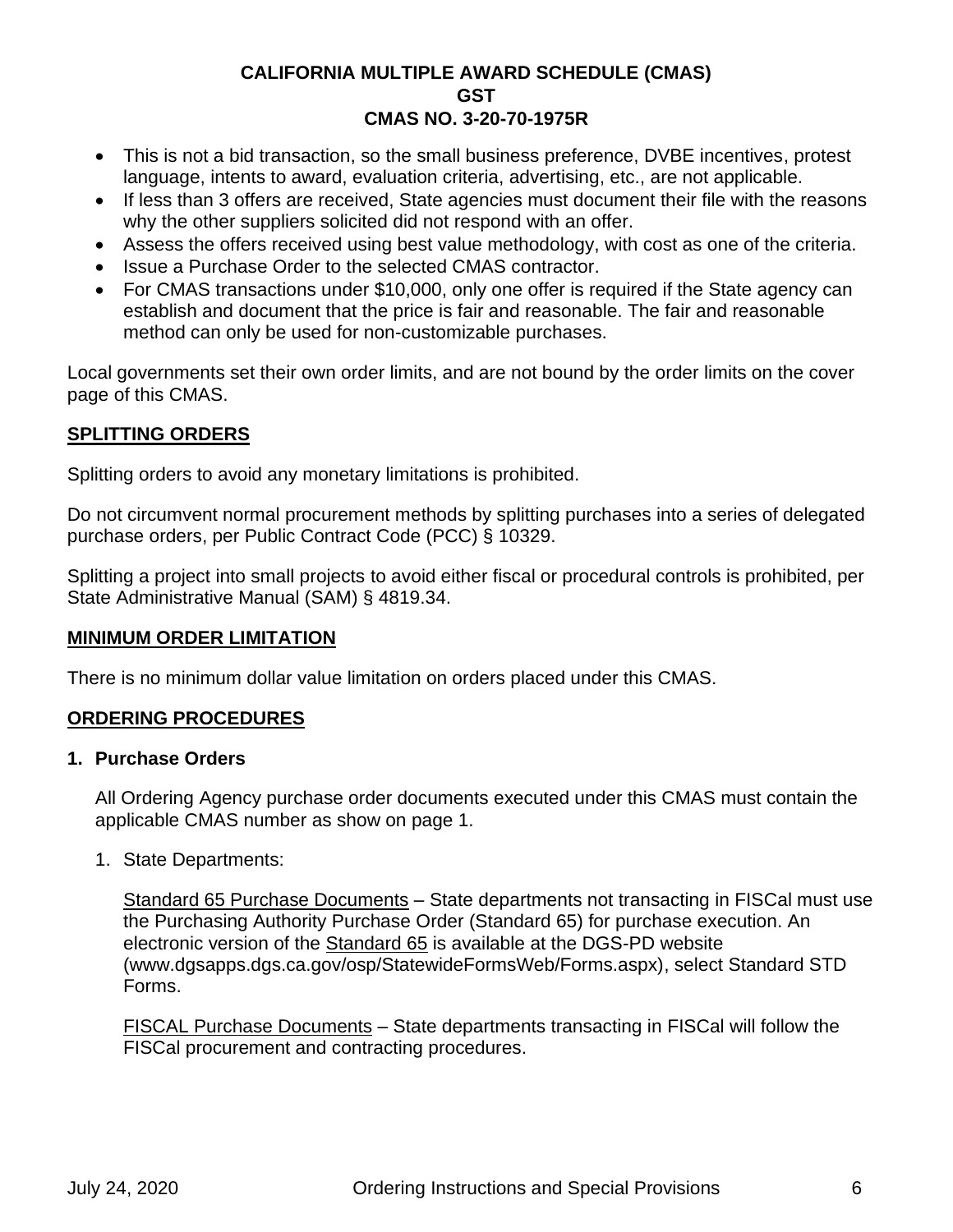- This is not a bid transaction, so the small business preference, DVBE incentives, protest language, intents to award, evaluation criteria, advertising, etc., are not applicable.
- If less than 3 offers are received, State agencies must document their file with the reasons why the other suppliers solicited did not respond with an offer.
- Assess the offers received using best value methodology, with cost as one of the criteria.
- Issue a Purchase Order to the selected CMAS contractor.
- For CMAS transactions under $10,000, only one offer is required if the State agency can establish and document that the price is fair and reasonable. The fair and reasonable method can only be used for non-customizable purchases.

Local governments set their own order limits, and are not bound by the order limits on the cover page of this CMAS.

## SPLITTING ORDERS

Splitting orders to avoid any monetary limitations is prohibited.

Do not circumvent normal procurement methods by splitting purchases into a series of delegated purchase orders, per Public Contract Code (PCC) § 10329.

Splitting a project into small projects to avoid either fiscal or procedural controls is prohibited, per State Administrative Manual (SAM) § 4819.34.

## MINIMUM ORDER LIMITATION

There is no minimum dollar value limitation on orders placed under this CMAS.

## ORDERING PROCEDURES

### 1. Purchase Orders

All Ordering Agency purchase order documents executed under this CMAS must contain the applicable CMAS number as show on page 1.

1. State Departments:

   Standard 65 Purchase Documents – State departments not transacting in FISCal must use the Purchasing Authority Purchase Order (Standard 65) for purchase execution. An electronic version of the Standard 65 is available at the DGS-PD website (www.dgsapps.dgs.ca.gov/osp/StatewideFormsWeb/Forms.aspx), select Standard STD Forms.

   FISCAL Purchase Documents – State departments transacting in FISCal will follow the FISCal procurement and contracting procedures.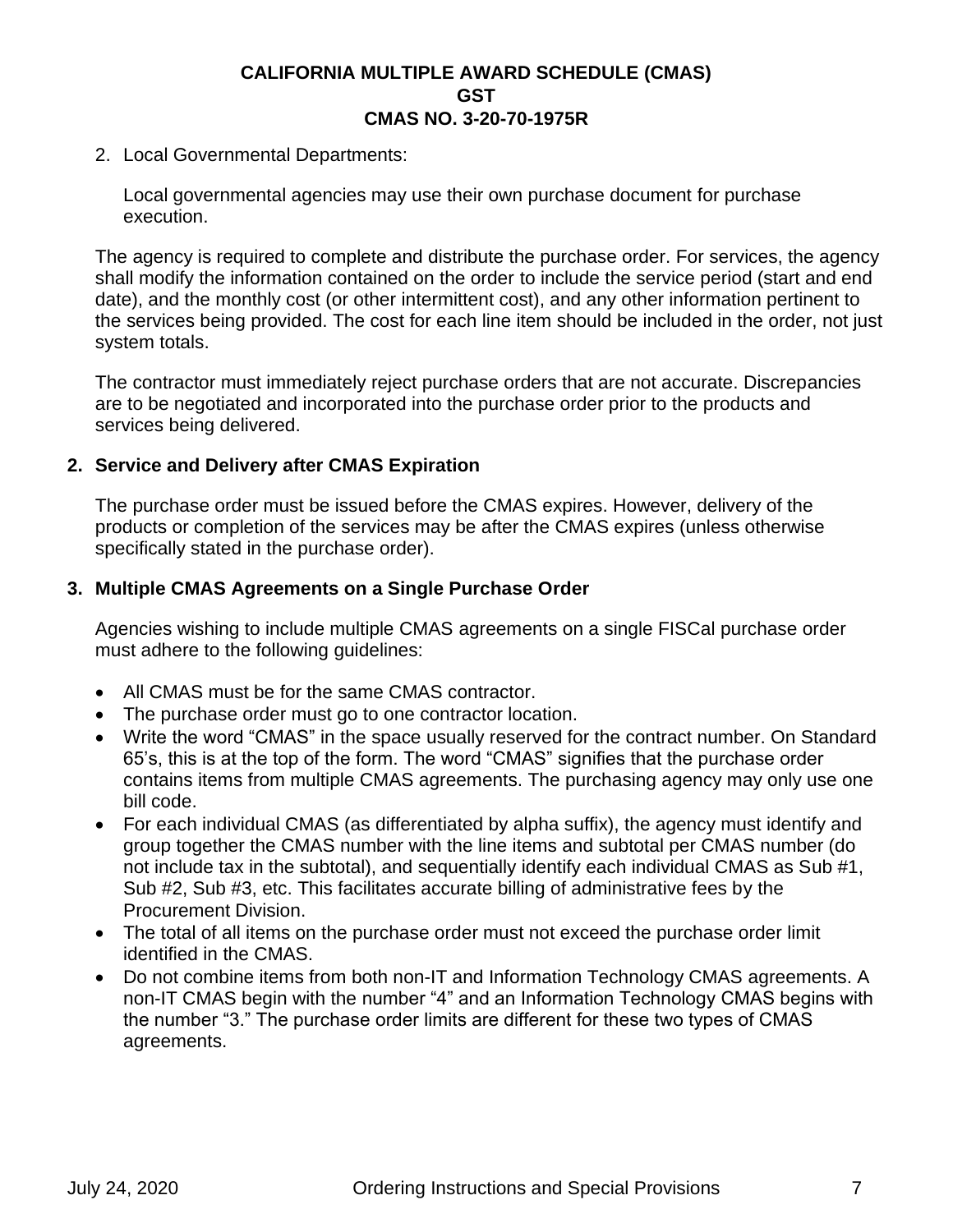2. Local Governmental Departments:

   Local governmental agencies may use their own purchase document for purchase execution.

The agency is required to complete and distribute the purchase order. For services, the agency shall modify the information contained on the order to include the service period (start and end date), and the monthly cost (or other intermittent cost), and any other information pertinent to the services being provided. The cost for each line item should be included in the order, not just system totals.

The contractor must immediately reject purchase orders that are not accurate. Discrepancies are to be negotiated and incorporated into the purchase order prior to the products and services being delivered.

**2. Service and Delivery after CMAS Expiration**

The purchase order must be issued before the CMAS expires. However, delivery of the products or completion of the services may be after the CMAS expires (unless otherwise specifically stated in the purchase order).

**3. Multiple CMAS Agreements on a Single Purchase Order**

Agencies wishing to include multiple CMAS agreements on a single FISCal purchase order must adhere to the following guidelines:

- All CMAS must be for the same CMAS contractor.
- The purchase order must go to one contractor location.
- Write the word "CMAS" in the space usually reserved for the contract number. On Standard 65's, this is at the top of the form. The word "CMAS" signifies that the purchase order contains items from multiple CMAS agreements. The purchasing agency may only use one bill code.
- For each individual CMAS (as differentiated by alpha suffix), the agency must identify and group together the CMAS number with the line items and subtotal per CMAS number (do not include tax in the subtotal), and sequentially identify each individual CMAS as Sub #1, Sub #2, Sub #3, etc. This facilitates accurate billing of administrative fees by the Procurement Division.
- The total of all items on the purchase order must not exceed the purchase order limit identified in the CMAS.
- Do not combine items from both non-IT and Information Technology CMAS agreements. A non-IT CMAS begin with the number "4" and an Information Technology CMAS begins with the number "3." The purchase order limits are different for these two types of CMAS agreements.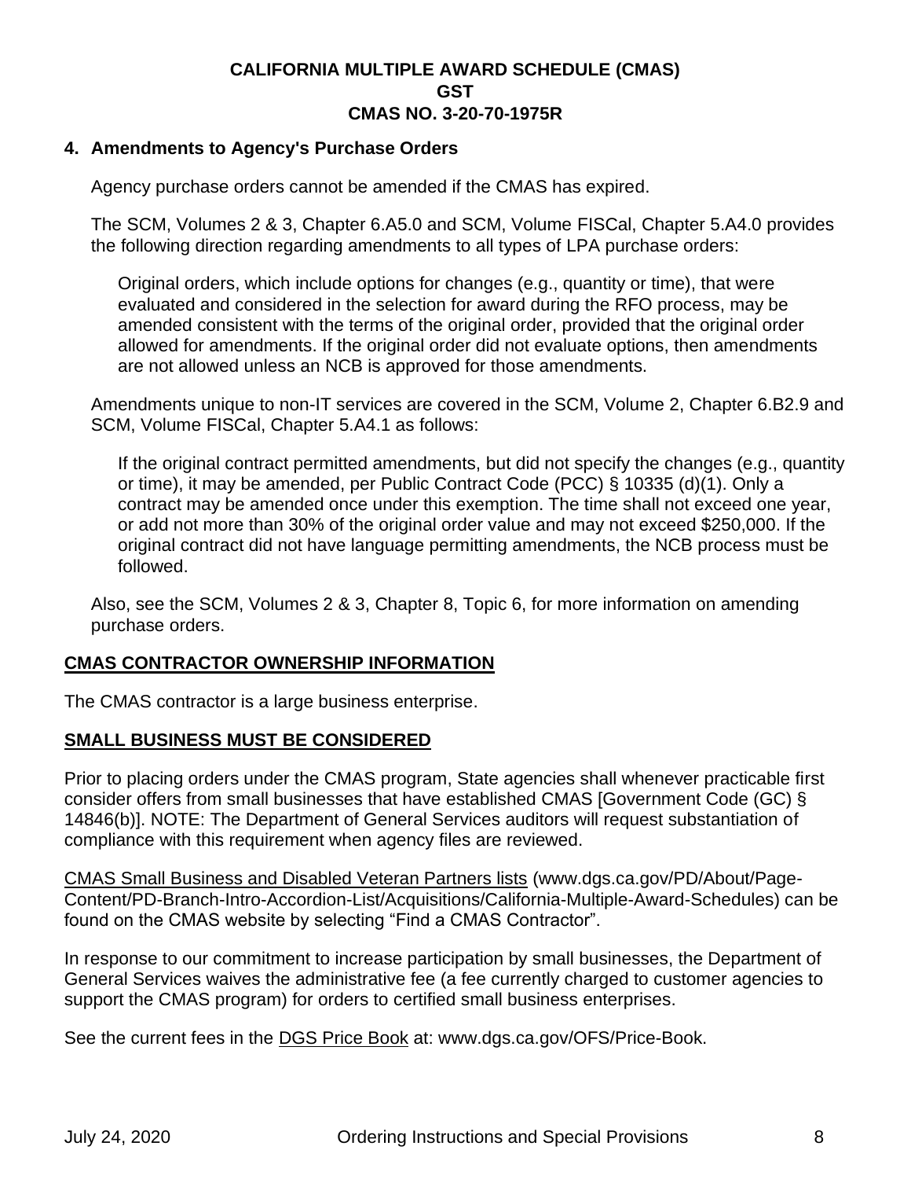### 4. Amendments to Agency's Purchase Orders

Agency purchase orders cannot be amended if the CMAS has expired.

The SCM, Volumes 2 & 3, Chapter 6.A5.0 and SCM, Volume FISCal, Chapter 5.A4.0 provides the following direction regarding amendments to all types of LPA purchase orders:

> Original orders, which include options for changes (e.g., quantity or time), that were evaluated and considered in the selection for award during the RFO process, may be amended consistent with the terms of the original order, provided that the original order allowed for amendments. If the original order did not evaluate options, then amendments are not allowed unless an NCB is approved for those amendments.

Amendments unique to non-IT services are covered in the SCM, Volume 2, Chapter 6.B2.9 and SCM, Volume FISCal, Chapter 5.A4.1 as follows:

> If the original contract permitted amendments, but did not specify the changes (e.g., quantity or time), it may be amended, per Public Contract Code (PCC) § 10335 (d)(1). Only a contract may be amended once under this exemption. The time shall not exceed one year, or add not more than 30% of the original order value and may not exceed $250,000. If the original contract did not have language permitting amendments, the NCB process must be followed.

Also, see the SCM, Volumes 2 & 3, Chapter 8, Topic 6, for more information on amending purchase orders.

## CMAS CONTRACTOR OWNERSHIP INFORMATION

The CMAS contractor is a large business enterprise.

## SMALL BUSINESS MUST BE CONSIDERED

Prior to placing orders under the CMAS program, State agencies shall whenever practicable first consider offers from small businesses that have established CMAS [Government Code (GC) § 14846(b)]. NOTE: The Department of General Services auditors will request substantiation of compliance with this requirement when agency files are reviewed.

CMAS Small Business and Disabled Veteran Partners lists (www.dgs.ca.gov/PD/About/Page-Content/PD-Branch-Intro-Accordion-List/Acquisitions/California-Multiple-Award-Schedules) can be found on the CMAS website by selecting "Find a CMAS Contractor".

In response to our commitment to increase participation by small businesses, the Department of General Services waives the administrative fee (a fee currently charged to customer agencies to support the CMAS program) for orders to certified small business enterprises.

See the current fees in the DGS Price Book at: www.dgs.ca.gov/OFS/Price-Book.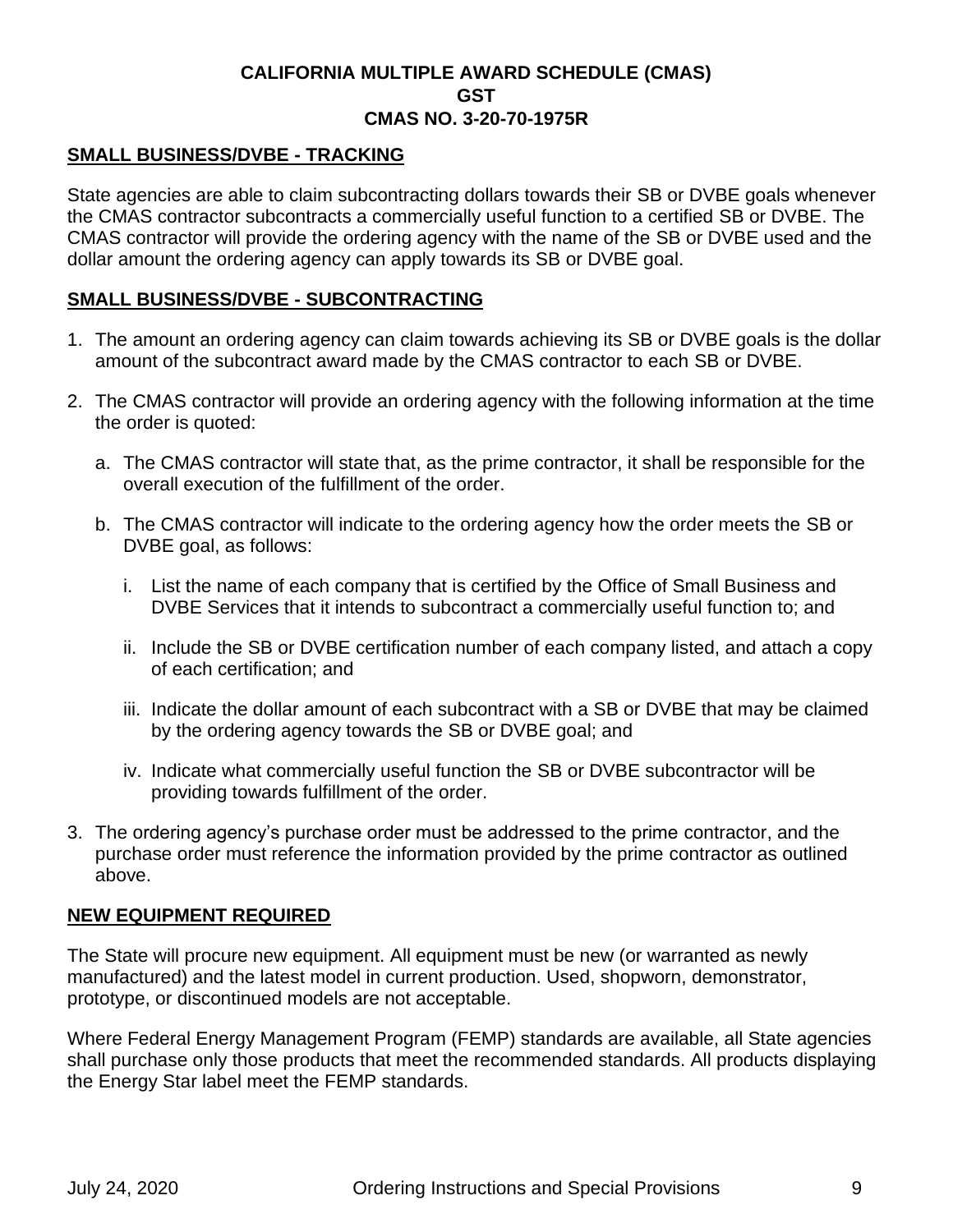## SMALL BUSINESS/DVBE - TRACKING

State agencies are able to claim subcontracting dollars towards their SB or DVBE goals whenever the CMAS contractor subcontracts a commercially useful function to a certified SB or DVBE. The CMAS contractor will provide the ordering agency with the name of the SB or DVBE used and the dollar amount the ordering agency can apply towards its SB or DVBE goal.

## SMALL BUSINESS/DVBE - SUBCONTRACTING

1. The amount an ordering agency can claim towards achieving its SB or DVBE goals is the dollar amount of the subcontract award made by the CMAS contractor to each SB or DVBE.
2. The CMAS contractor will provide an ordering agency with the following information at the time the order is quoted:
   a. The CMAS contractor will state that, as the prime contractor, it shall be responsible for the overall execution of the fulfillment of the order.
   b. The CMAS contractor will indicate to the ordering agency how the order meets the SB or DVBE goal, as follows:
      i. List the name of each company that is certified by the Office of Small Business and DVBE Services that it intends to subcontract a commercially useful function to; and
      ii. Include the SB or DVBE certification number of each company listed, and attach a copy of each certification; and
      iii. Indicate the dollar amount of each subcontract with a SB or DVBE that may be claimed by the ordering agency towards the SB or DVBE goal; and
      iv. Indicate what commercially useful function the SB or DVBE subcontractor will be providing towards fulfillment of the order.
3. The ordering agency's purchase order must be addressed to the prime contractor, and the purchase order must reference the information provided by the prime contractor as outlined above.

## NEW EQUIPMENT REQUIRED

The State will procure new equipment. All equipment must be new (or warranted as newly manufactured) and the latest model in current production. Used, shopworn, demonstrator, prototype, or discontinued models are not acceptable.

Where Federal Energy Management Program (FEMP) standards are available, all State agencies shall purchase only those products that meet the recommended standards. All products displaying the Energy Star label meet the FEMP standards.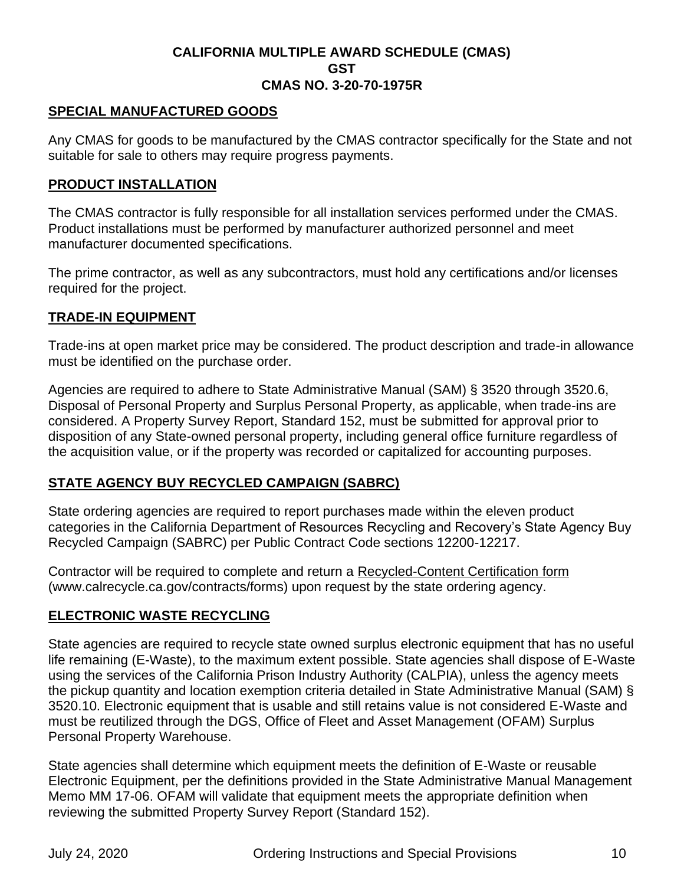## SPECIAL MANUFACTURED GOODS

Any CMAS for goods to be manufactured by the CMAS contractor specifically for the State and not suitable for sale to others may require progress payments.

## PRODUCT INSTALLATION

The CMAS contractor is fully responsible for all installation services performed under the CMAS. Product installations must be performed by manufacturer authorized personnel and meet manufacturer documented specifications.

The prime contractor, as well as any subcontractors, must hold any certifications and/or licenses required for the project.

## TRADE-IN EQUIPMENT

Trade-ins at open market price may be considered. The product description and trade-in allowance must be identified on the purchase order.

Agencies are required to adhere to State Administrative Manual (SAM) § 3520 through 3520.6, Disposal of Personal Property and Surplus Personal Property, as applicable, when trade-ins are considered. A Property Survey Report, Standard 152, must be submitted for approval prior to disposition of any State-owned personal property, including general office furniture regardless of the acquisition value, or if the property was recorded or capitalized for accounting purposes.

## STATE AGENCY BUY RECYCLED CAMPAIGN (SABRC)

State ordering agencies are required to report purchases made within the eleven product categories in the California Department of Resources Recycling and Recovery's State Agency Buy Recycled Campaign (SABRC) per Public Contract Code sections 12200-12217.

Contractor will be required to complete and return a Recycled-Content Certification form (www.calrecycle.ca.gov/contracts/forms) upon request by the state ordering agency.

## ELECTRONIC WASTE RECYCLING

State agencies are required to recycle state owned surplus electronic equipment that has no useful life remaining (E-Waste), to the maximum extent possible. State agencies shall dispose of E-Waste using the services of the California Prison Industry Authority (CALPIA), unless the agency meets the pickup quantity and location exemption criteria detailed in State Administrative Manual (SAM) § 3520.10. Electronic equipment that is usable and still retains value is not considered E-Waste and must be reutilized through the DGS, Office of Fleet and Asset Management (OFAM) Surplus Personal Property Warehouse.

State agencies shall determine which equipment meets the definition of E-Waste or reusable Electronic Equipment, per the definitions provided in the State Administrative Manual Management Memo MM 17-06. OFAM will validate that equipment meets the appropriate definition when reviewing the submitted Property Survey Report (Standard 152).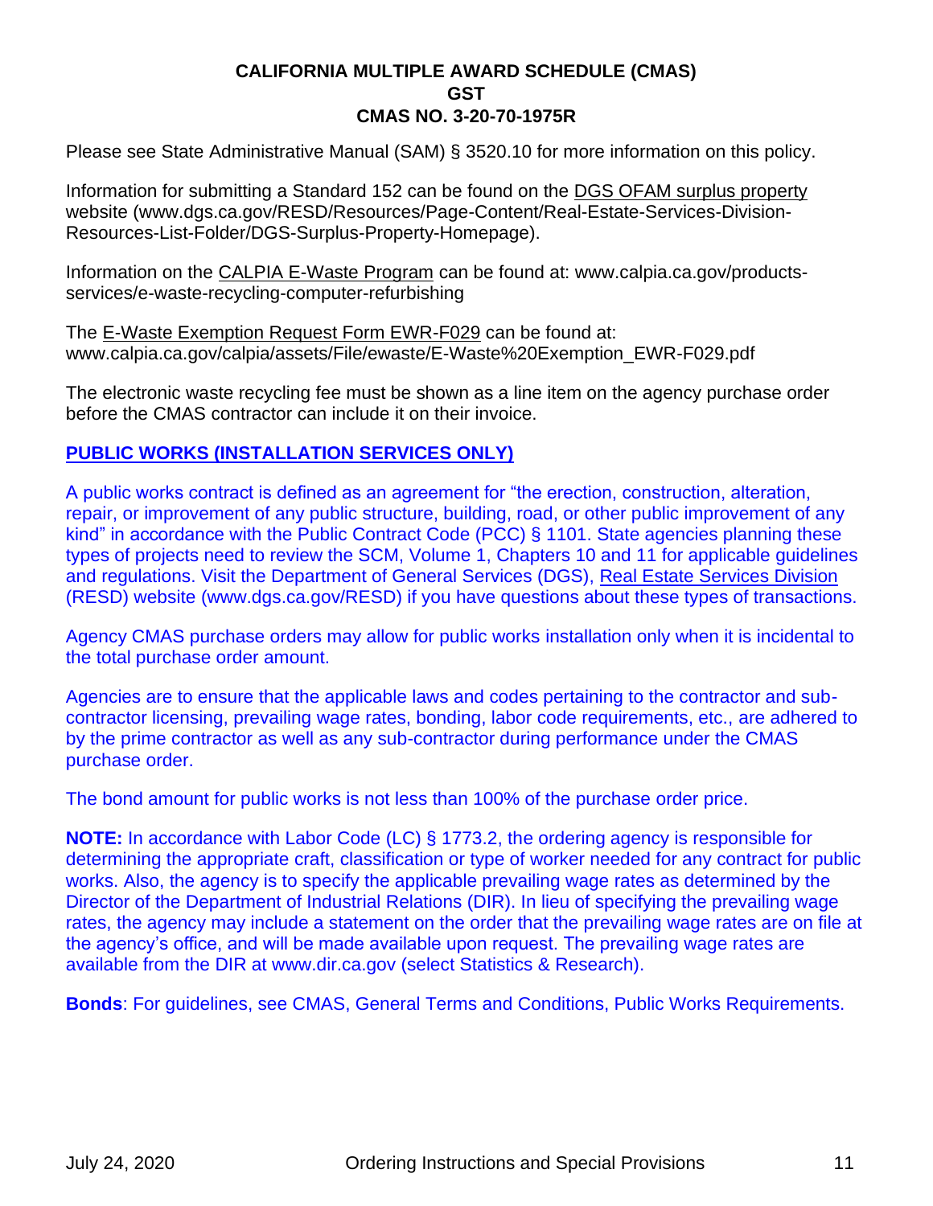Please see State Administrative Manual (SAM) § 3520.10 for more information on this policy.

Information for submitting a Standard 152 can be found on the DGS OFAM surplus property website (www.dgs.ca.gov/RESD/Resources/Page-Content/Real-Estate-Services-Division-Resources-List-Folder/DGS-Surplus-Property-Homepage).

Information on the CALPIA E-Waste Program can be found at: www.calpia.ca.gov/products-services/e-waste-recycling-computer-refurbishing

The E-Waste Exemption Request Form EWR-F029 can be found at: www.calpia.ca.gov/calpia/assets/File/ewaste/E-Waste%20Exemption_EWR-F029.pdf

The electronic waste recycling fee must be shown as a line item on the agency purchase order before the CMAS contractor can include it on their invoice.

## PUBLIC WORKS (INSTALLATION SERVICES ONLY)

A public works contract is defined as an agreement for “the erection, construction, alteration, repair, or improvement of any public structure, building, road, or other public improvement of any kind” in accordance with the Public Contract Code (PCC) § 1101. State agencies planning these types of projects need to review the SCM, Volume 1, Chapters 10 and 11 for applicable guidelines and regulations. Visit the Department of General Services (DGS), Real Estate Services Division (RESD) website (www.dgs.ca.gov/RESD) if you have questions about these types of transactions.

Agency CMAS purchase orders may allow for public works installation only when it is incidental to the total purchase order amount.

Agencies are to ensure that the applicable laws and codes pertaining to the contractor and sub-contractor licensing, prevailing wage rates, bonding, labor code requirements, etc., are adhered to by the prime contractor as well as any sub-contractor during performance under the CMAS purchase order.

The bond amount for public works is not less than 100% of the purchase order price.

**NOTE:** In accordance with Labor Code (LC) § 1773.2, the ordering agency is responsible for determining the appropriate craft, classification or type of worker needed for any contract for public works. Also, the agency is to specify the applicable prevailing wage rates as determined by the Director of the Department of Industrial Relations (DIR). In lieu of specifying the prevailing wage rates, the agency may include a statement on the order that the prevailing wage rates are on file at the agency’s office, and will be made available upon request. The prevailing wage rates are available from the DIR at www.dir.ca.gov (select Statistics & Research).

**Bonds**: For guidelines, see CMAS, General Terms and Conditions, Public Works Requirements.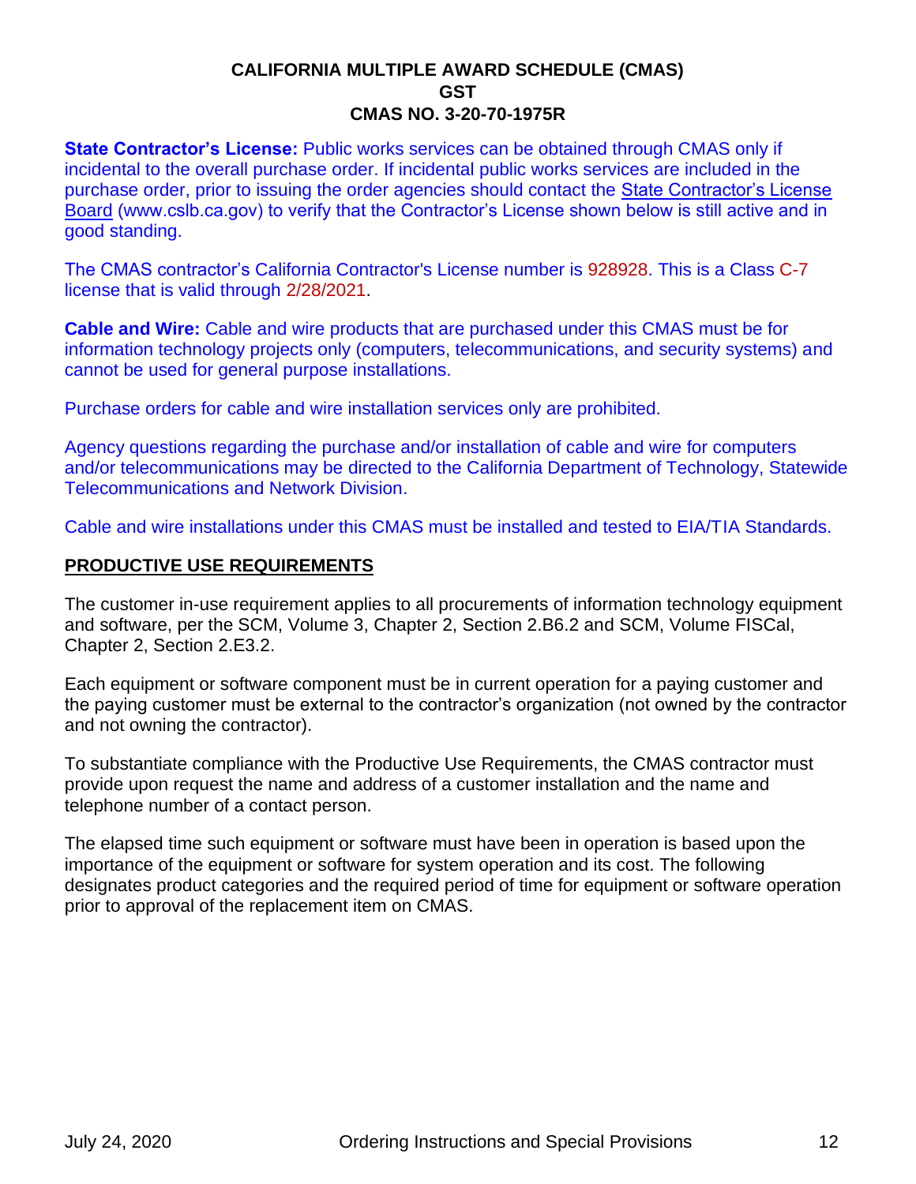**State Contractor's License:** Public works services can be obtained through CMAS only if incidental to the overall purchase order. If incidental public works services are included in the purchase order, prior to issuing the order agencies should contact the State Contractor's License Board (www.cslb.ca.gov) to verify that the Contractor's License shown below is still active and in good standing.

The CMAS contractor's California Contractor's License number is 928928. This is a Class C-7 license that is valid through 2/28/2021.

**Cable and Wire:** Cable and wire products that are purchased under this CMAS must be for information technology projects only (computers, telecommunications, and security systems) and cannot be used for general purpose installations.

Purchase orders for cable and wire installation services only are prohibited.

Agency questions regarding the purchase and/or installation of cable and wire for computers and/or telecommunications may be directed to the California Department of Technology, Statewide Telecommunications and Network Division.

Cable and wire installations under this CMAS must be installed and tested to EIA/TIA Standards.

## PRODUCTIVE USE REQUIREMENTS

The customer in-use requirement applies to all procurements of information technology equipment and software, per the SCM, Volume 3, Chapter 2, Section 2.B6.2 and SCM, Volume FISCal, Chapter 2, Section 2.E3.2.

Each equipment or software component must be in current operation for a paying customer and the paying customer must be external to the contractor's organization (not owned by the contractor and not owning the contractor).

To substantiate compliance with the Productive Use Requirements, the CMAS contractor must provide upon request the name and address of a customer installation and the name and telephone number of a contact person.

The elapsed time such equipment or software must have been in operation is based upon the importance of the equipment or software for system operation and its cost. The following designates product categories and the required period of time for equipment or software operation prior to approval of the replacement item on CMAS.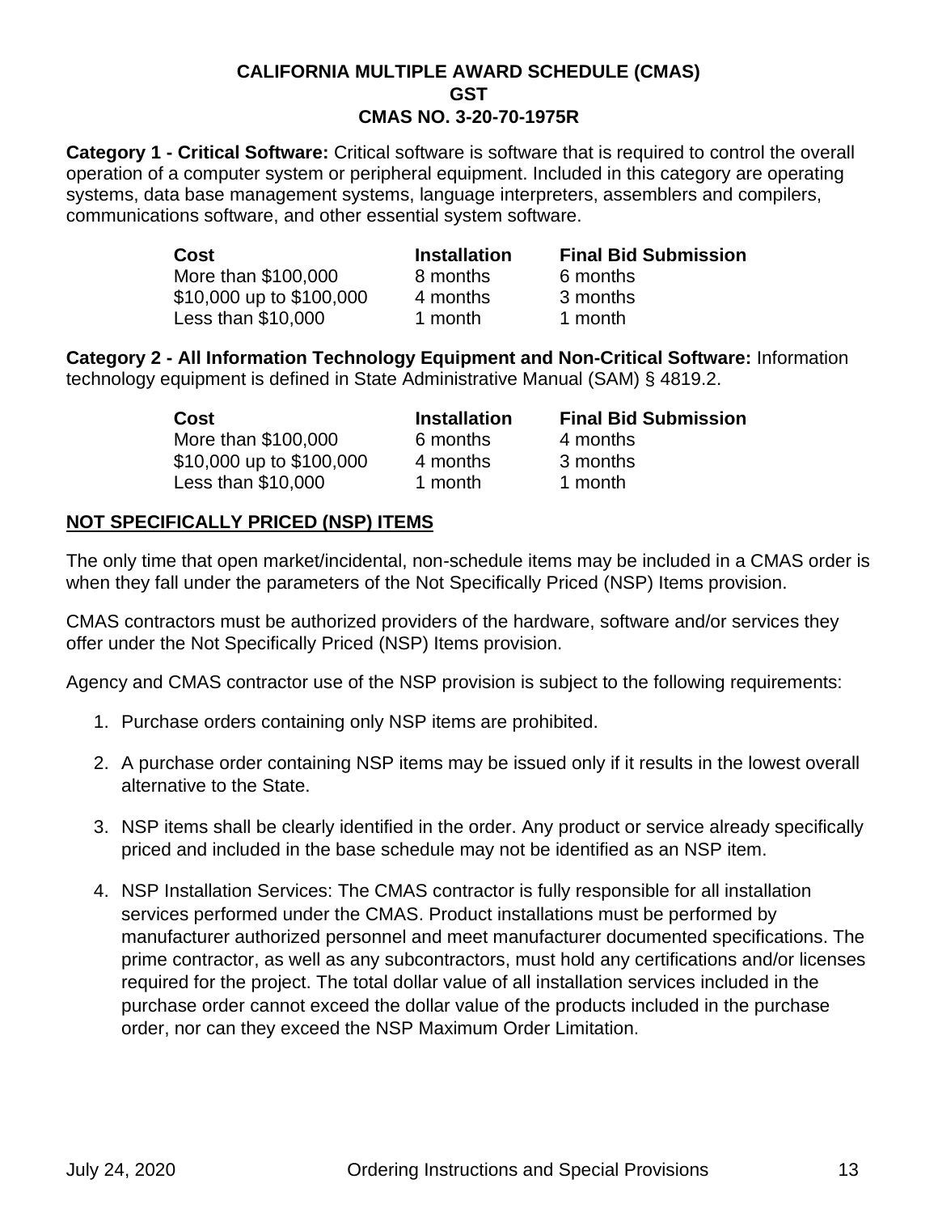**CALIFORNIA MULTIPLE AWARD SCHEDULE (CMAS)**
**GST**
**CMAS NO. 3-20-70-1975R**

**Category 1 - Critical Software:** Critical software is software that is required to control the overall operation of a computer system or peripheral equipment. Included in this category are operating systems, data base management systems, language interpreters, assemblers and compilers, communications software, and other essential system software.

| Cost | Installation | Final Bid Submission |
|---|---|---|
| More than $100,000 | 8 months | 6 months |
| $10,000 up to $100,000 | 4 months | 3 months |
| Less than $10,000 | 1 month | 1 month |

**Category 2 - All Information Technology Equipment and Non-Critical Software:** Information technology equipment is defined in State Administrative Manual (SAM) § 4819.2.

| Cost | Installation | Final Bid Submission |
|---|---|---|
| More than $100,000 | 6 months | 4 months |
| $10,000 up to $100,000 | 4 months | 3 months |
| Less than $10,000 | 1 month | 1 month |

## NOT SPECIFICALLY PRICED (NSP) ITEMS

The only time that open market/incidental, non-schedule items may be included in a CMAS order is when they fall under the parameters of the Not Specifically Priced (NSP) Items provision.

CMAS contractors must be authorized providers of the hardware, software and/or services they offer under the Not Specifically Priced (NSP) Items provision.

Agency and CMAS contractor use of the NSP provision is subject to the following requirements:

1. Purchase orders containing only NSP items are prohibited.
2. A purchase order containing NSP items may be issued only if it results in the lowest overall alternative to the State.
3. NSP items shall be clearly identified in the order. Any product or service already specifically priced and included in the base schedule may not be identified as an NSP item.
4. NSP Installation Services: The CMAS contractor is fully responsible for all installation services performed under the CMAS. Product installations must be performed by manufacturer authorized personnel and meet manufacturer documented specifications. The prime contractor, as well as any subcontractors, must hold any certifications and/or licenses required for the project. The total dollar value of all installation services included in the purchase order cannot exceed the dollar value of the products included in the purchase order, nor can they exceed the NSP Maximum Order Limitation.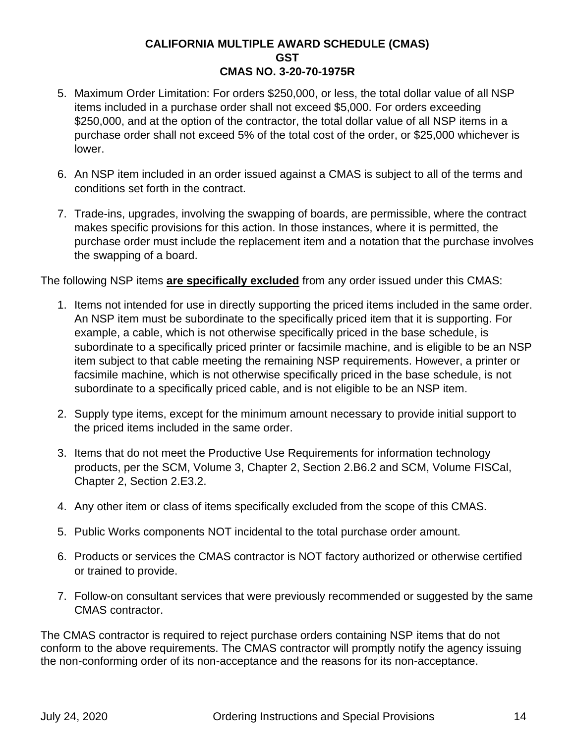5. Maximum Order Limitation: For orders $250,000, or less, the total dollar value of all NSP items included in a purchase order shall not exceed $5,000. For orders exceeding $250,000, and at the option of the contractor, the total dollar value of all NSP items in a purchase order shall not exceed 5% of the total cost of the order, or $25,000 whichever is lower.

6. An NSP item included in an order issued against a CMAS is subject to all of the terms and conditions set forth in the contract.

7. Trade-ins, upgrades, involving the swapping of boards, are permissible, where the contract makes specific provisions for this action. In those instances, where it is permitted, the purchase order must include the replacement item and a notation that the purchase involves the swapping of a board.

The following NSP items **are specifically excluded** from any order issued under this CMAS:

1. Items not intended for use in directly supporting the priced items included in the same order. An NSP item must be subordinate to the specifically priced item that it is supporting. For example, a cable, which is not otherwise specifically priced in the base schedule, is subordinate to a specifically priced printer or facsimile machine, and is eligible to be an NSP item subject to that cable meeting the remaining NSP requirements. However, a printer or facsimile machine, which is not otherwise specifically priced in the base schedule, is not subordinate to a specifically priced cable, and is not eligible to be an NSP item.

2. Supply type items, except for the minimum amount necessary to provide initial support to the priced items included in the same order.

3. Items that do not meet the Productive Use Requirements for information technology products, per the SCM, Volume 3, Chapter 2, Section 2.B6.2 and SCM, Volume FISCal, Chapter 2, Section 2.E3.2.

4. Any other item or class of items specifically excluded from the scope of this CMAS.

5. Public Works components NOT incidental to the total purchase order amount.

6. Products or services the CMAS contractor is NOT factory authorized or otherwise certified or trained to provide.

7. Follow-on consultant services that were previously recommended or suggested by the same CMAS contractor.

The CMAS contractor is required to reject purchase orders containing NSP items that do not conform to the above requirements. The CMAS contractor will promptly notify the agency issuing the non-conforming order of its non-acceptance and the reasons for its non-acceptance.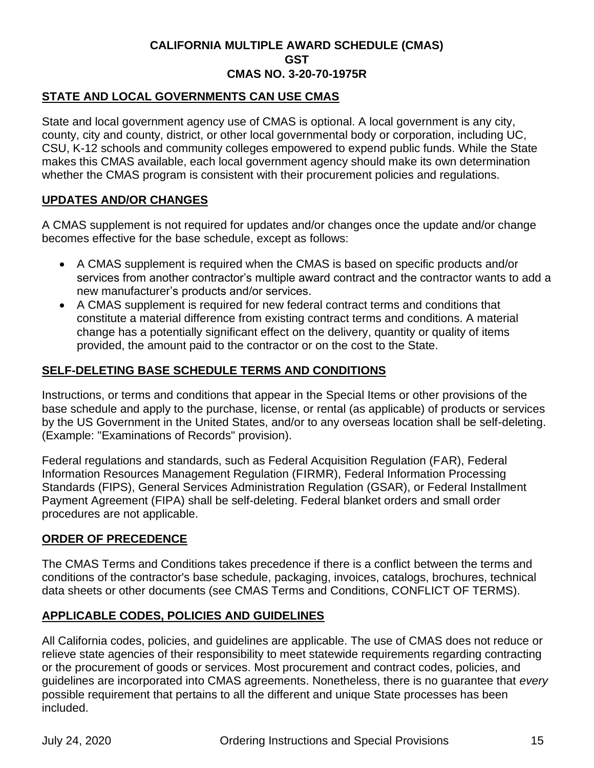**CALIFORNIA MULTIPLE AWARD SCHEDULE (CMAS)**
**GST**
**CMAS NO. 3-20-70-1975R**

## STATE AND LOCAL GOVERNMENTS CAN USE CMAS

State and local government agency use of CMAS is optional. A local government is any city, county, city and county, district, or other local governmental body or corporation, including UC, CSU, K-12 schools and community colleges empowered to expend public funds. While the State makes this CMAS available, each local government agency should make its own determination whether the CMAS program is consistent with their procurement policies and regulations.

## UPDATES AND/OR CHANGES

A CMAS supplement is not required for updates and/or changes once the update and/or change becomes effective for the base schedule, except as follows:

- A CMAS supplement is required when the CMAS is based on specific products and/or services from another contractor's multiple award contract and the contractor wants to add a new manufacturer's products and/or services.
- A CMAS supplement is required for new federal contract terms and conditions that constitute a material difference from existing contract terms and conditions. A material change has a potentially significant effect on the delivery, quantity or quality of items provided, the amount paid to the contractor or on the cost to the State.

## SELF-DELETING BASE SCHEDULE TERMS AND CONDITIONS

Instructions, or terms and conditions that appear in the Special Items or other provisions of the base schedule and apply to the purchase, license, or rental (as applicable) of products or services by the US Government in the United States, and/or to any overseas location shall be self-deleting. (Example: "Examinations of Records" provision).

Federal regulations and standards, such as Federal Acquisition Regulation (FAR), Federal Information Resources Management Regulation (FIRMR), Federal Information Processing Standards (FIPS), General Services Administration Regulation (GSAR), or Federal Installment Payment Agreement (FIPA) shall be self-deleting. Federal blanket orders and small order procedures are not applicable.

## ORDER OF PRECEDENCE

The CMAS Terms and Conditions takes precedence if there is a conflict between the terms and conditions of the contractor's base schedule, packaging, invoices, catalogs, brochures, technical data sheets or other documents (see CMAS Terms and Conditions, CONFLICT OF TERMS).

## APPLICABLE CODES, POLICIES AND GUIDELINES

All California codes, policies, and guidelines are applicable. The use of CMAS does not reduce or relieve state agencies of their responsibility to meet statewide requirements regarding contracting or the procurement of goods or services. Most procurement and contract codes, policies, and guidelines are incorporated into CMAS agreements. Nonetheless, there is no guarantee that *every* possible requirement that pertains to all the different and unique State processes has been included.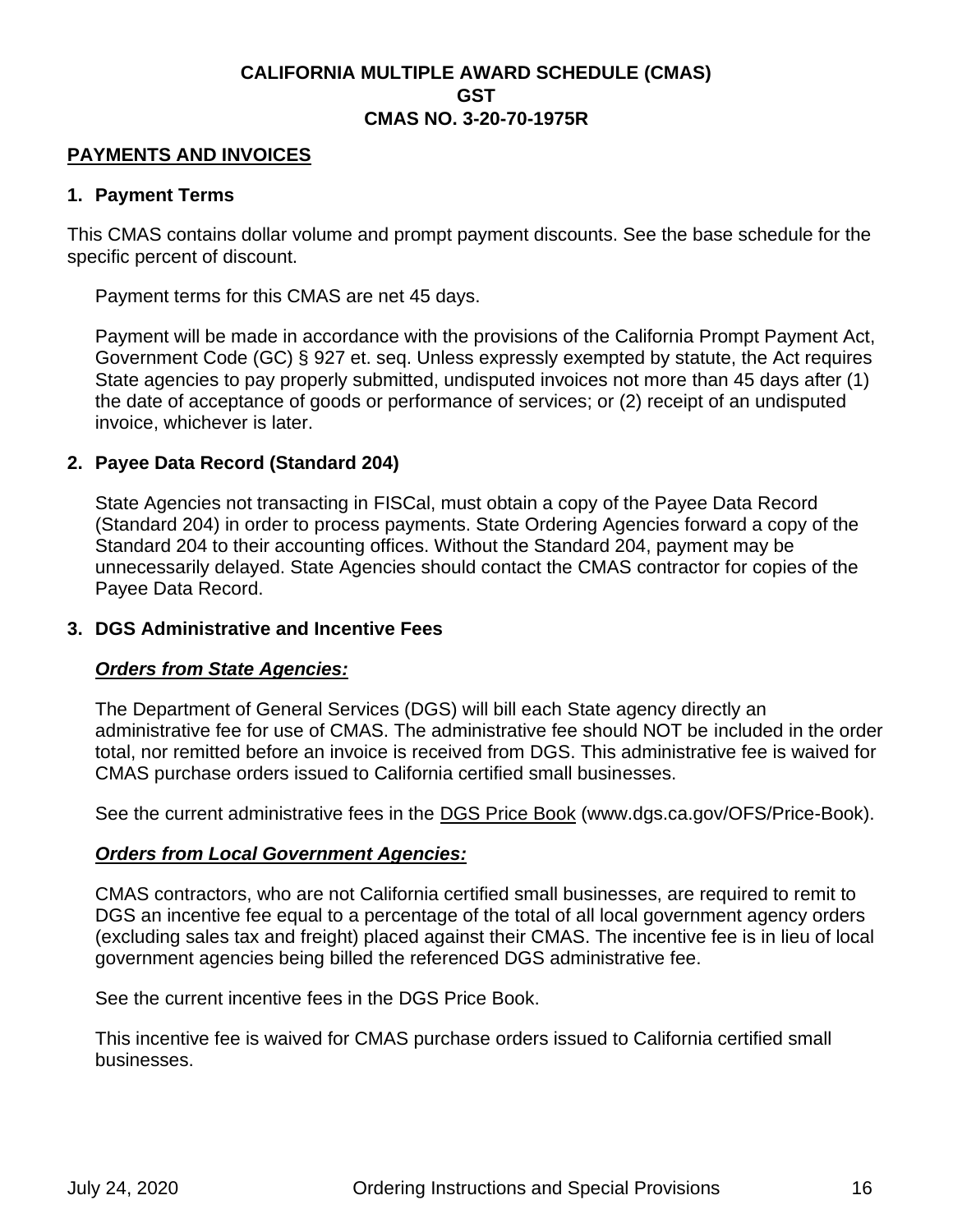**CALIFORNIA MULTIPLE AWARD SCHEDULE (CMAS)**
**GST**
**CMAS NO. 3-20-70-1975R**

## PAYMENTS AND INVOICES

### 1. Payment Terms

This CMAS contains dollar volume and prompt payment discounts. See the base schedule for the specific percent of discount.

Payment terms for this CMAS are net 45 days.

Payment will be made in accordance with the provisions of the California Prompt Payment Act, Government Code (GC) § 927 et. seq. Unless expressly exempted by statute, the Act requires State agencies to pay properly submitted, undisputed invoices not more than 45 days after (1) the date of acceptance of goods or performance of services; or (2) receipt of an undisputed invoice, whichever is later.

### 2. Payee Data Record (Standard 204)

State Agencies not transacting in FISCal, must obtain a copy of the Payee Data Record (Standard 204) in order to process payments. State Ordering Agencies forward a copy of the Standard 204 to their accounting offices. Without the Standard 204, payment may be unnecessarily delayed. State Agencies should contact the CMAS contractor for copies of the Payee Data Record.

### 3. DGS Administrative and Incentive Fees

***Orders from State Agencies:***

The Department of General Services (DGS) will bill each State agency directly an administrative fee for use of CMAS. The administrative fee should NOT be included in the order total, nor remitted before an invoice is received from DGS. This administrative fee is waived for CMAS purchase orders issued to California certified small businesses.

See the current administrative fees in the DGS Price Book (www.dgs.ca.gov/OFS/Price-Book).

***Orders from Local Government Agencies:***

CMAS contractors, who are not California certified small businesses, are required to remit to DGS an incentive fee equal to a percentage of the total of all local government agency orders (excluding sales tax and freight) placed against their CMAS. The incentive fee is in lieu of local government agencies being billed the referenced DGS administrative fee.

See the current incentive fees in the DGS Price Book.

This incentive fee is waived for CMAS purchase orders issued to California certified small businesses.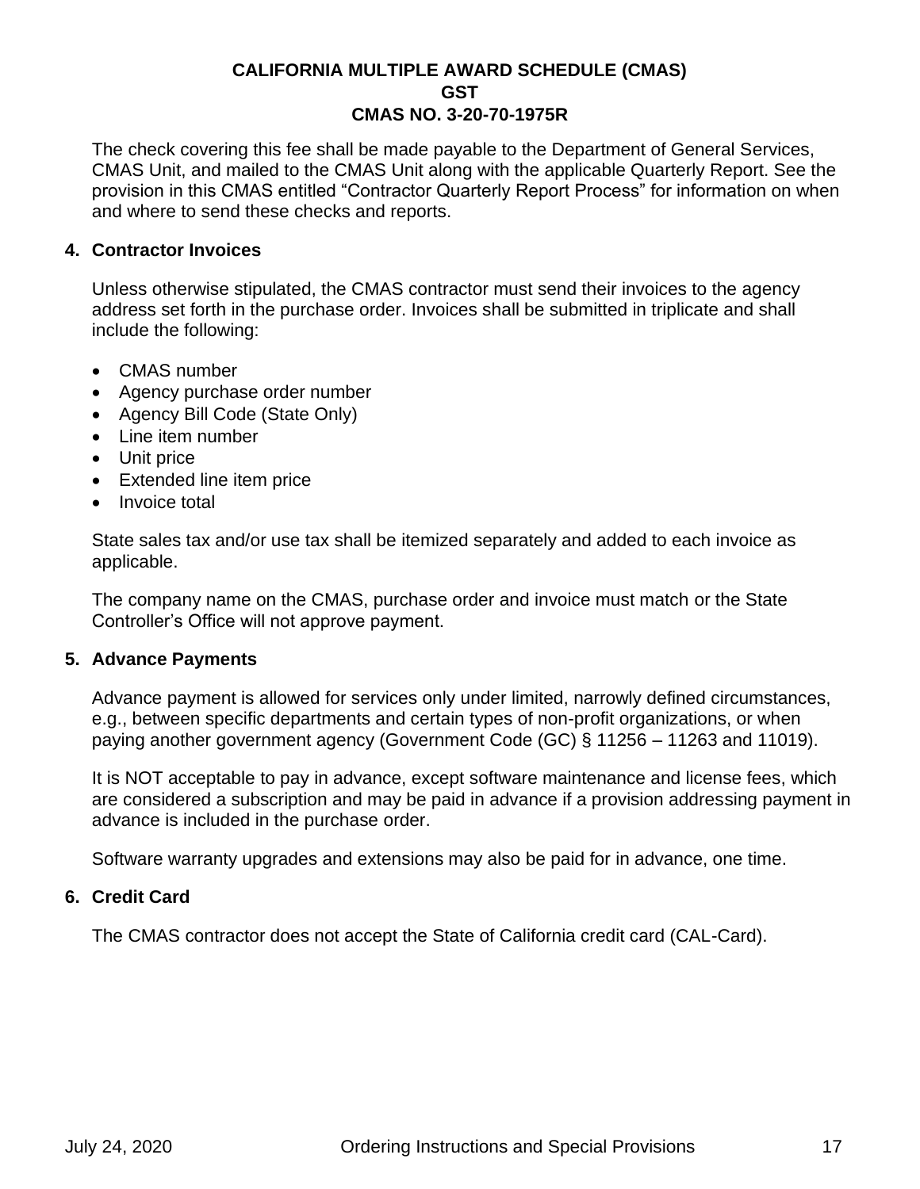The check covering this fee shall be made payable to the Department of General Services, CMAS Unit, and mailed to the CMAS Unit along with the applicable Quarterly Report. See the provision in this CMAS entitled "Contractor Quarterly Report Process" for information on when and where to send these checks and reports.

**4. Contractor Invoices**

Unless otherwise stipulated, the CMAS contractor must send their invoices to the agency address set forth in the purchase order. Invoices shall be submitted in triplicate and shall include the following:

- CMAS number
- Agency purchase order number
- Agency Bill Code (State Only)
- Line item number
- Unit price
- Extended line item price
- Invoice total

State sales tax and/or use tax shall be itemized separately and added to each invoice as applicable.

The company name on the CMAS, purchase order and invoice must match or the State Controller's Office will not approve payment.

**5. Advance Payments**

Advance payment is allowed for services only under limited, narrowly defined circumstances, e.g., between specific departments and certain types of non-profit organizations, or when paying another government agency (Government Code (GC) § 11256 – 11263 and 11019).

It is NOT acceptable to pay in advance, except software maintenance and license fees, which are considered a subscription and may be paid in advance if a provision addressing payment in advance is included in the purchase order.

Software warranty upgrades and extensions may also be paid for in advance, one time.

**6. Credit Card**

The CMAS contractor does not accept the State of California credit card (CAL-Card).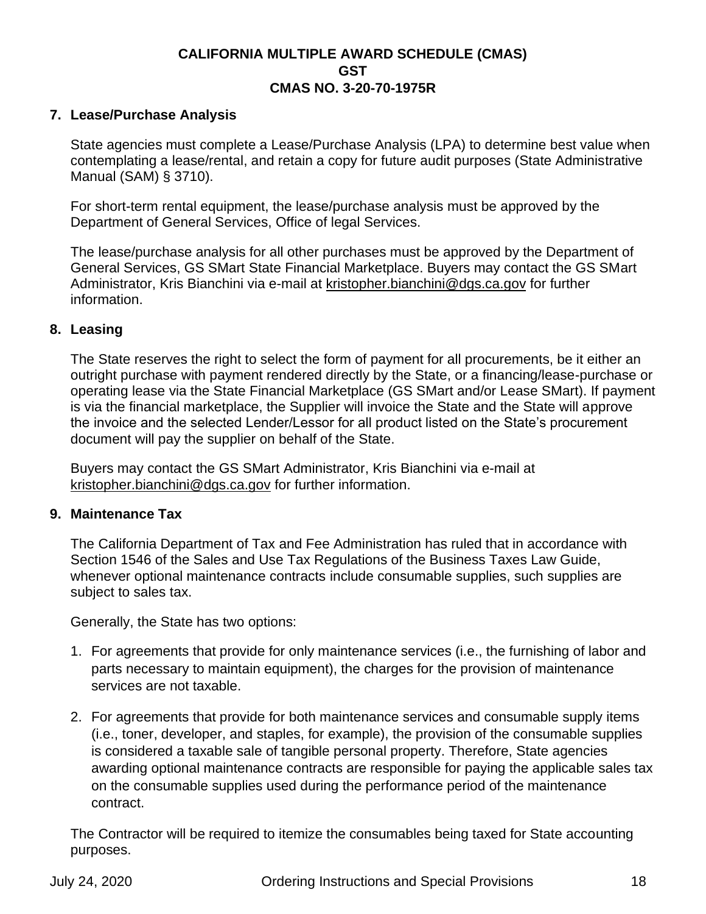## 7. Lease/Purchase Analysis

State agencies must complete a Lease/Purchase Analysis (LPA) to determine best value when contemplating a lease/rental, and retain a copy for future audit purposes (State Administrative Manual (SAM) § 3710).

For short-term rental equipment, the lease/purchase analysis must be approved by the Department of General Services, Office of legal Services.

The lease/purchase analysis for all other purchases must be approved by the Department of General Services, GS SMart State Financial Marketplace. Buyers may contact the GS SMart Administrator, Kris Bianchini via e-mail at kristopher.bianchini@dgs.ca.gov for further information.

## 8. Leasing

The State reserves the right to select the form of payment for all procurements, be it either an outright purchase with payment rendered directly by the State, or a financing/lease-purchase or operating lease via the State Financial Marketplace (GS SMart and/or Lease SMart). If payment is via the financial marketplace, the Supplier will invoice the State and the State will approve the invoice and the selected Lender/Lessor for all product listed on the State's procurement document will pay the supplier on behalf of the State.

Buyers may contact the GS SMart Administrator, Kris Bianchini via e-mail at kristopher.bianchini@dgs.ca.gov for further information.

## 9. Maintenance Tax

The California Department of Tax and Fee Administration has ruled that in accordance with Section 1546 of the Sales and Use Tax Regulations of the Business Taxes Law Guide, whenever optional maintenance contracts include consumable supplies, such supplies are subject to sales tax.

Generally, the State has two options:

1. For agreements that provide for only maintenance services (i.e., the furnishing of labor and parts necessary to maintain equipment), the charges for the provision of maintenance services are not taxable.
2. For agreements that provide for both maintenance services and consumable supply items (i.e., toner, developer, and staples, for example), the provision of the consumable supplies is considered a taxable sale of tangible personal property. Therefore, State agencies awarding optional maintenance contracts are responsible for paying the applicable sales tax on the consumable supplies used during the performance period of the maintenance contract.

The Contractor will be required to itemize the consumables being taxed for State accounting purposes.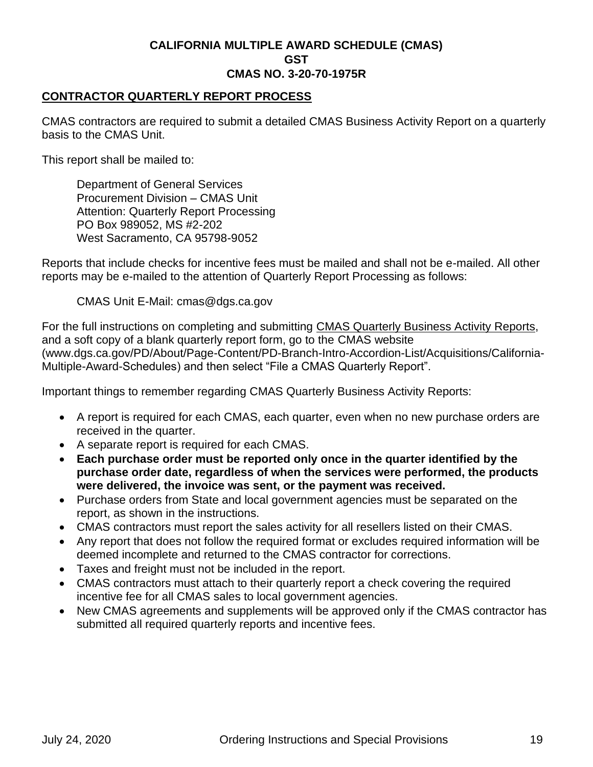**CALIFORNIA MULTIPLE AWARD SCHEDULE (CMAS)**
**GST**
**CMAS NO. 3-20-70-1975R**

## CONTRACTOR QUARTERLY REPORT PROCESS

CMAS contractors are required to submit a detailed CMAS Business Activity Report on a quarterly basis to the CMAS Unit.

This report shall be mailed to:

Department of General Services
Procurement Division – CMAS Unit
Attention: Quarterly Report Processing
PO Box 989052, MS #2-202
West Sacramento, CA 95798-9052

Reports that include checks for incentive fees must be mailed and shall not be e-mailed. All other reports may be e-mailed to the attention of Quarterly Report Processing as follows:

CMAS Unit E-Mail: cmas@dgs.ca.gov

For the full instructions on completing and submitting CMAS Quarterly Business Activity Reports, and a soft copy of a blank quarterly report form, go to the CMAS website (www.dgs.ca.gov/PD/About/Page-Content/PD-Branch-Intro-Accordion-List/Acquisitions/California-Multiple-Award-Schedules) and then select "File a CMAS Quarterly Report".

Important things to remember regarding CMAS Quarterly Business Activity Reports:

- A report is required for each CMAS, each quarter, even when no new purchase orders are received in the quarter.
- A separate report is required for each CMAS.
- **Each purchase order must be reported only once in the quarter identified by the purchase order date, regardless of when the services were performed, the products were delivered, the invoice was sent, or the payment was received.**
- Purchase orders from State and local government agencies must be separated on the report, as shown in the instructions.
- CMAS contractors must report the sales activity for all resellers listed on their CMAS.
- Any report that does not follow the required format or excludes required information will be deemed incomplete and returned to the CMAS contractor for corrections.
- Taxes and freight must not be included in the report.
- CMAS contractors must attach to their quarterly report a check covering the required incentive fee for all CMAS sales to local government agencies.
- New CMAS agreements and supplements will be approved only if the CMAS contractor has submitted all required quarterly reports and incentive fees.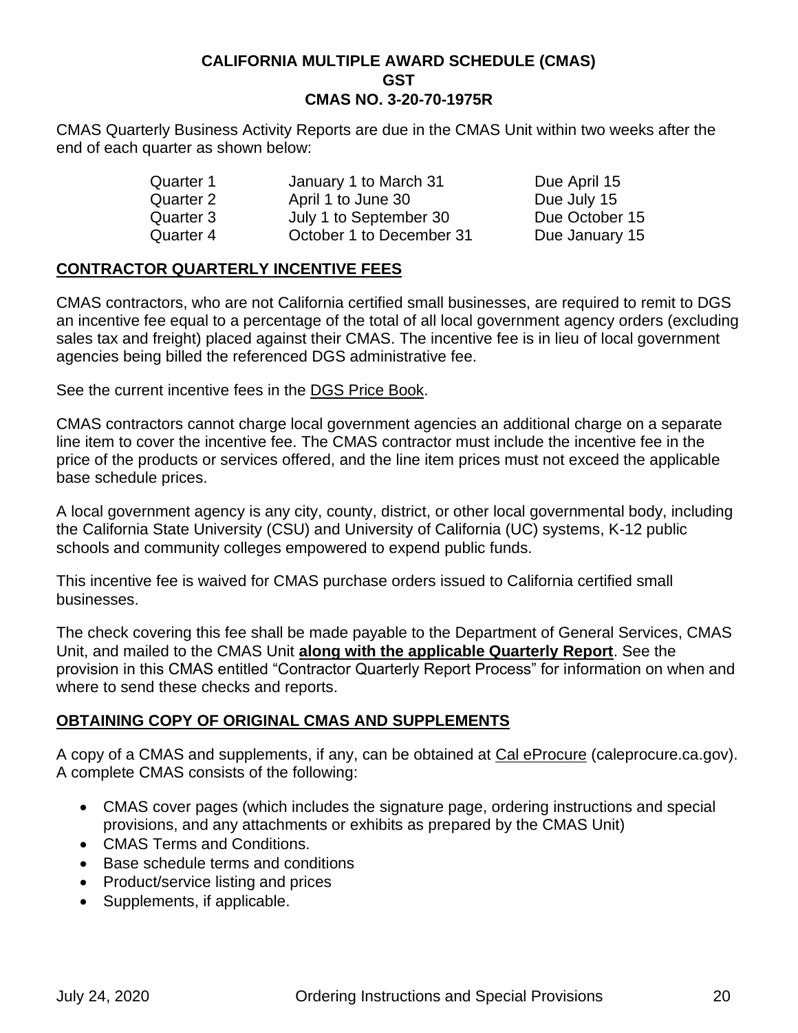**CALIFORNIA MULTIPLE AWARD SCHEDULE (CMAS)**
**GST**
**CMAS NO. 3-20-70-1975R**

CMAS Quarterly Business Activity Reports are due in the CMAS Unit within two weeks after the end of each quarter as shown below:

| | | |
|---|---|---|
| Quarter 1 | January 1 to March 31 | Due April 15 |
| Quarter 2 | April 1 to June 30 | Due July 15 |
| Quarter 3 | July 1 to September 30 | Due October 15 |
| Quarter 4 | October 1 to December 31 | Due January 15 |

## CONTRACTOR QUARTERLY INCENTIVE FEES

CMAS contractors, who are not California certified small businesses, are required to remit to DGS an incentive fee equal to a percentage of the total of all local government agency orders (excluding sales tax and freight) placed against their CMAS. The incentive fee is in lieu of local government agencies being billed the referenced DGS administrative fee.

See the current incentive fees in the DGS Price Book.

CMAS contractors cannot charge local government agencies an additional charge on a separate line item to cover the incentive fee. The CMAS contractor must include the incentive fee in the price of the products or services offered, and the line item prices must not exceed the applicable base schedule prices.

A local government agency is any city, county, district, or other local governmental body, including the California State University (CSU) and University of California (UC) systems, K-12 public schools and community colleges empowered to expend public funds.

This incentive fee is waived for CMAS purchase orders issued to California certified small businesses.

The check covering this fee shall be made payable to the Department of General Services, CMAS Unit, and mailed to the CMAS Unit **along with the applicable Quarterly Report**. See the provision in this CMAS entitled "Contractor Quarterly Report Process" for information on when and where to send these checks and reports.

## OBTAINING COPY OF ORIGINAL CMAS AND SUPPLEMENTS

A copy of a CMAS and supplements, if any, can be obtained at Cal eProcure (caleprocure.ca.gov). A complete CMAS consists of the following:

- CMAS cover pages (which includes the signature page, ordering instructions and special provisions, and any attachments or exhibits as prepared by the CMAS Unit)
- CMAS Terms and Conditions.
- Base schedule terms and conditions
- Product/service listing and prices
- Supplements, if applicable.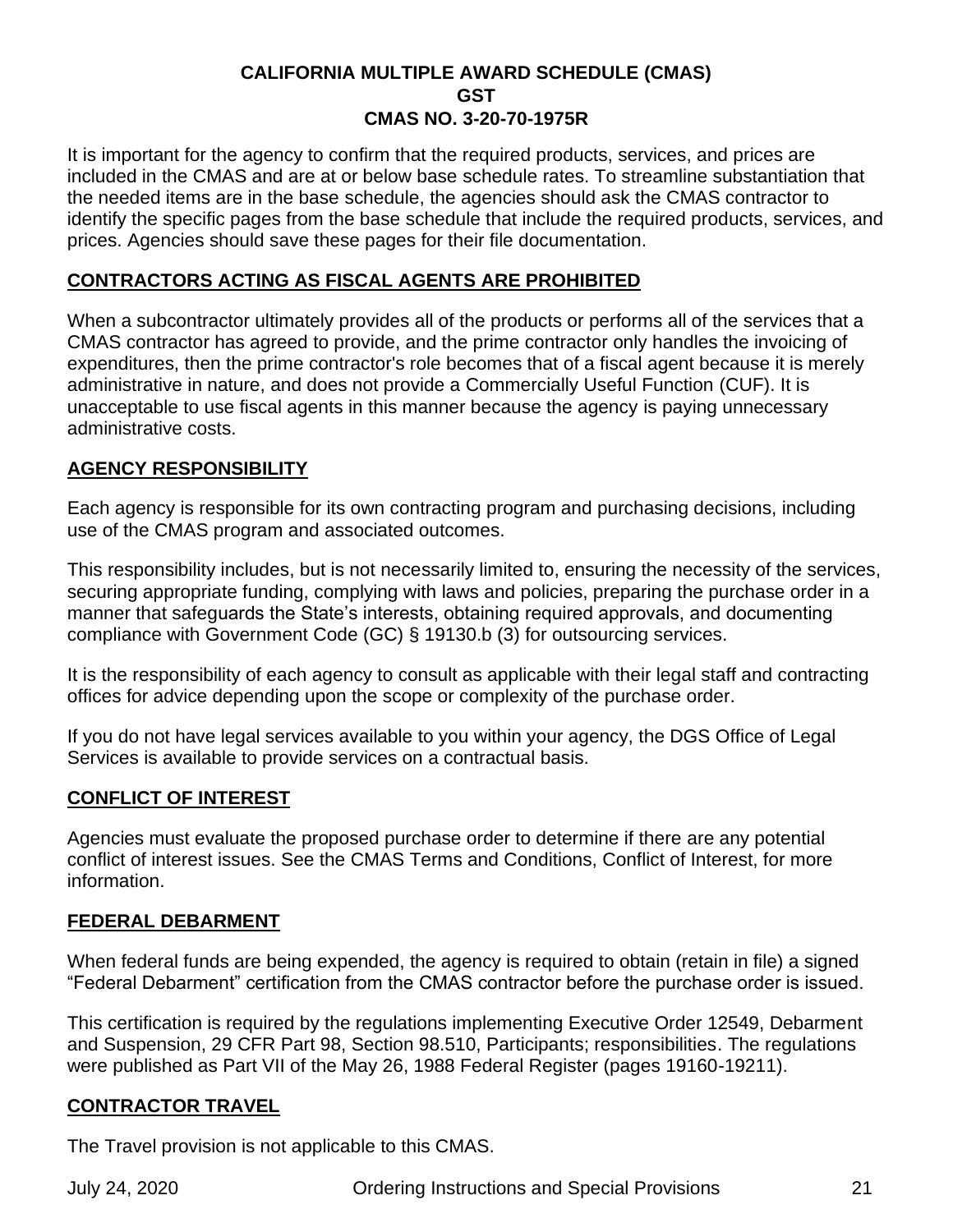It is important for the agency to confirm that the required products, services, and prices are included in the CMAS and are at or below base schedule rates. To streamline substantiation that the needed items are in the base schedule, the agencies should ask the CMAS contractor to identify the specific pages from the base schedule that include the required products, services, and prices. Agencies should save these pages for their file documentation.

## CONTRACTORS ACTING AS FISCAL AGENTS ARE PROHIBITED

When a subcontractor ultimately provides all of the products or performs all of the services that a CMAS contractor has agreed to provide, and the prime contractor only handles the invoicing of expenditures, then the prime contractor's role becomes that of a fiscal agent because it is merely administrative in nature, and does not provide a Commercially Useful Function (CUF). It is unacceptable to use fiscal agents in this manner because the agency is paying unnecessary administrative costs.

## AGENCY RESPONSIBILITY

Each agency is responsible for its own contracting program and purchasing decisions, including use of the CMAS program and associated outcomes.

This responsibility includes, but is not necessarily limited to, ensuring the necessity of the services, securing appropriate funding, complying with laws and policies, preparing the purchase order in a manner that safeguards the State's interests, obtaining required approvals, and documenting compliance with Government Code (GC) § 19130.b (3) for outsourcing services.

It is the responsibility of each agency to consult as applicable with their legal staff and contracting offices for advice depending upon the scope or complexity of the purchase order.

If you do not have legal services available to you within your agency, the DGS Office of Legal Services is available to provide services on a contractual basis.

## CONFLICT OF INTEREST

Agencies must evaluate the proposed purchase order to determine if there are any potential conflict of interest issues. See the CMAS Terms and Conditions, Conflict of Interest, for more information.

## FEDERAL DEBARMENT

When federal funds are being expended, the agency is required to obtain (retain in file) a signed "Federal Debarment" certification from the CMAS contractor before the purchase order is issued.

This certification is required by the regulations implementing Executive Order 12549, Debarment and Suspension, 29 CFR Part 98, Section 98.510, Participants; responsibilities. The regulations were published as Part VII of the May 26, 1988 Federal Register (pages 19160-19211).

## CONTRACTOR TRAVEL

The Travel provision is not applicable to this CMAS.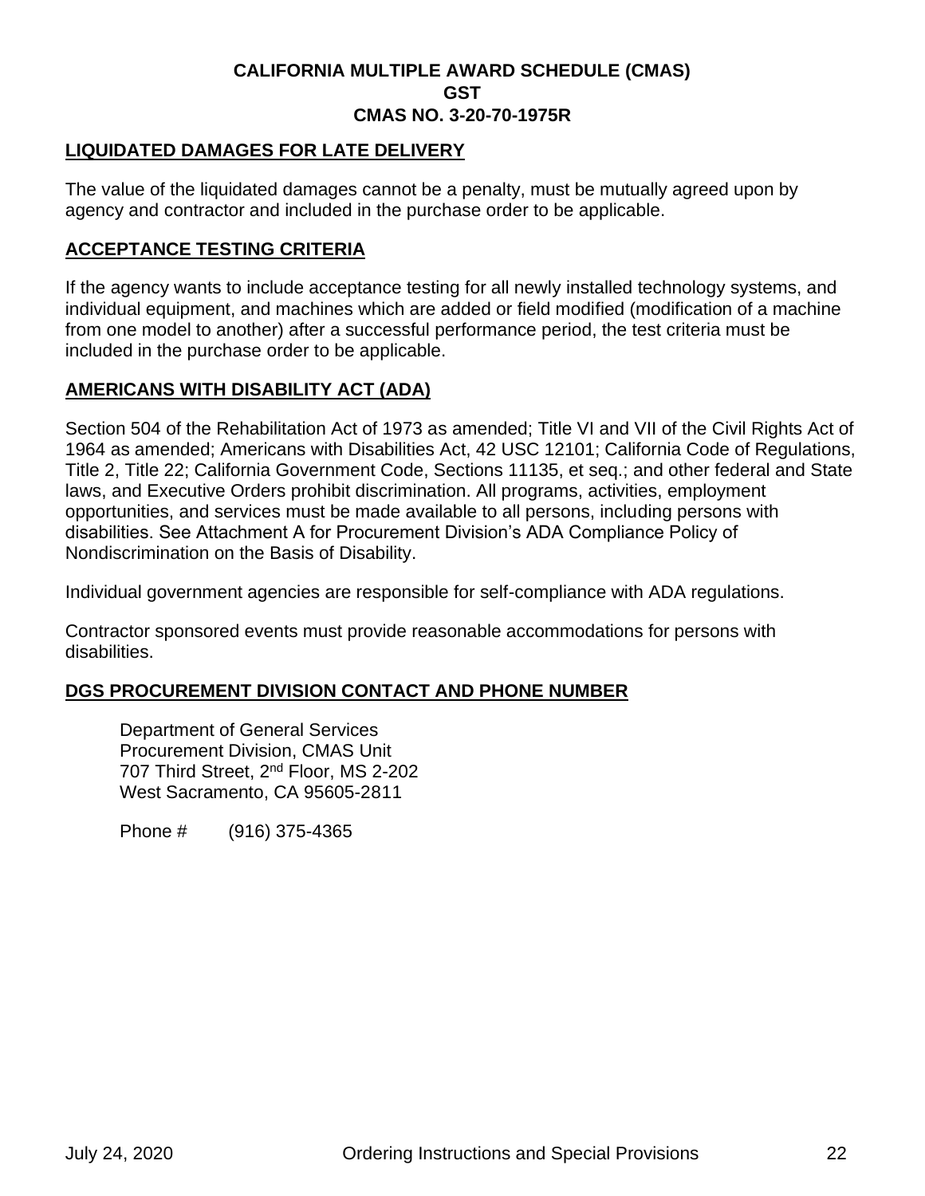## LIQUIDATED DAMAGES FOR LATE DELIVERY

The value of the liquidated damages cannot be a penalty, must be mutually agreed upon by agency and contractor and included in the purchase order to be applicable.

## ACCEPTANCE TESTING CRITERIA

If the agency wants to include acceptance testing for all newly installed technology systems, and individual equipment, and machines which are added or field modified (modification of a machine from one model to another) after a successful performance period, the test criteria must be included in the purchase order to be applicable.

## AMERICANS WITH DISABILITY ACT (ADA)

Section 504 of the Rehabilitation Act of 1973 as amended; Title VI and VII of the Civil Rights Act of 1964 as amended; Americans with Disabilities Act, 42 USC 12101; California Code of Regulations, Title 2, Title 22; California Government Code, Sections 11135, et seq.; and other federal and State laws, and Executive Orders prohibit discrimination. All programs, activities, employment opportunities, and services must be made available to all persons, including persons with disabilities. See Attachment A for Procurement Division's ADA Compliance Policy of Nondiscrimination on the Basis of Disability.

Individual government agencies are responsible for self-compliance with ADA regulations.

Contractor sponsored events must provide reasonable accommodations for persons with disabilities.

## DGS PROCUREMENT DIVISION CONTACT AND PHONE NUMBER

Department of General Services
Procurement Division, CMAS Unit
707 Third Street, 2nd Floor, MS 2-202
West Sacramento, CA 95605-2811

Phone # (916) 375-4365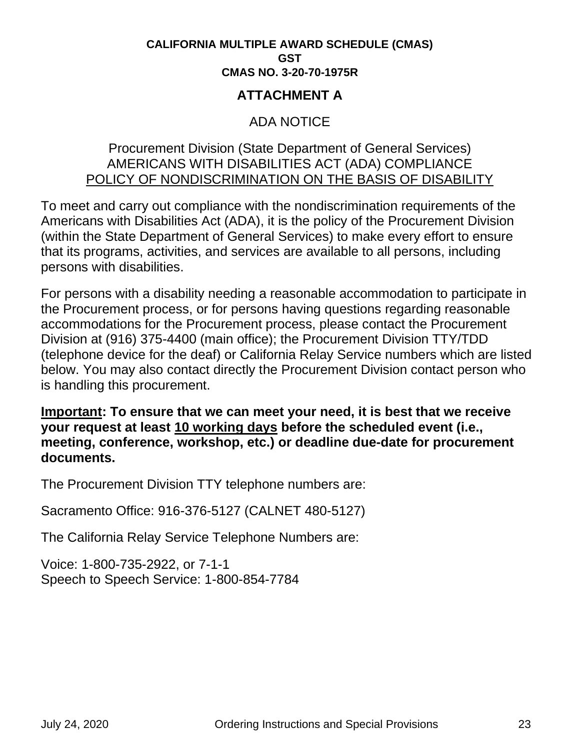**CALIFORNIA MULTIPLE AWARD SCHEDULE (CMAS)**
**GST**
**CMAS NO. 3-20-70-1975R**

# ATTACHMENT A

## ADA NOTICE

Procurement Division (State Department of General Services)
AMERICANS WITH DISABILITIES ACT (ADA) COMPLIANCE
<u>POLICY OF NONDISCRIMINATION ON THE BASIS OF DISABILITY</u>

To meet and carry out compliance with the nondiscrimination requirements of the Americans with Disabilities Act (ADA), it is the policy of the Procurement Division (within the State Department of General Services) to make every effort to ensure that its programs, activities, and services are available to all persons, including persons with disabilities.

For persons with a disability needing a reasonable accommodation to participate in the Procurement process, or for persons having questions regarding reasonable accommodations for the Procurement process, please contact the Procurement Division at (916) 375-4400 (main office); the Procurement Division TTY/TDD (telephone device for the deaf) or California Relay Service numbers which are listed below. You may also contact directly the Procurement Division contact person who is handling this procurement.

**<u>Important</u>: To ensure that we can meet your need, it is best that we receive your request at least <u>10 working days</u> before the scheduled event (i.e., meeting, conference, workshop, etc.) or deadline due-date for procurement documents.**

The Procurement Division TTY telephone numbers are:

Sacramento Office: 916-376-5127 (CALNET 480-5127)

The California Relay Service Telephone Numbers are:

Voice: 1-800-735-2922, or 7-1-1
Speech to Speech Service: 1-800-854-7784